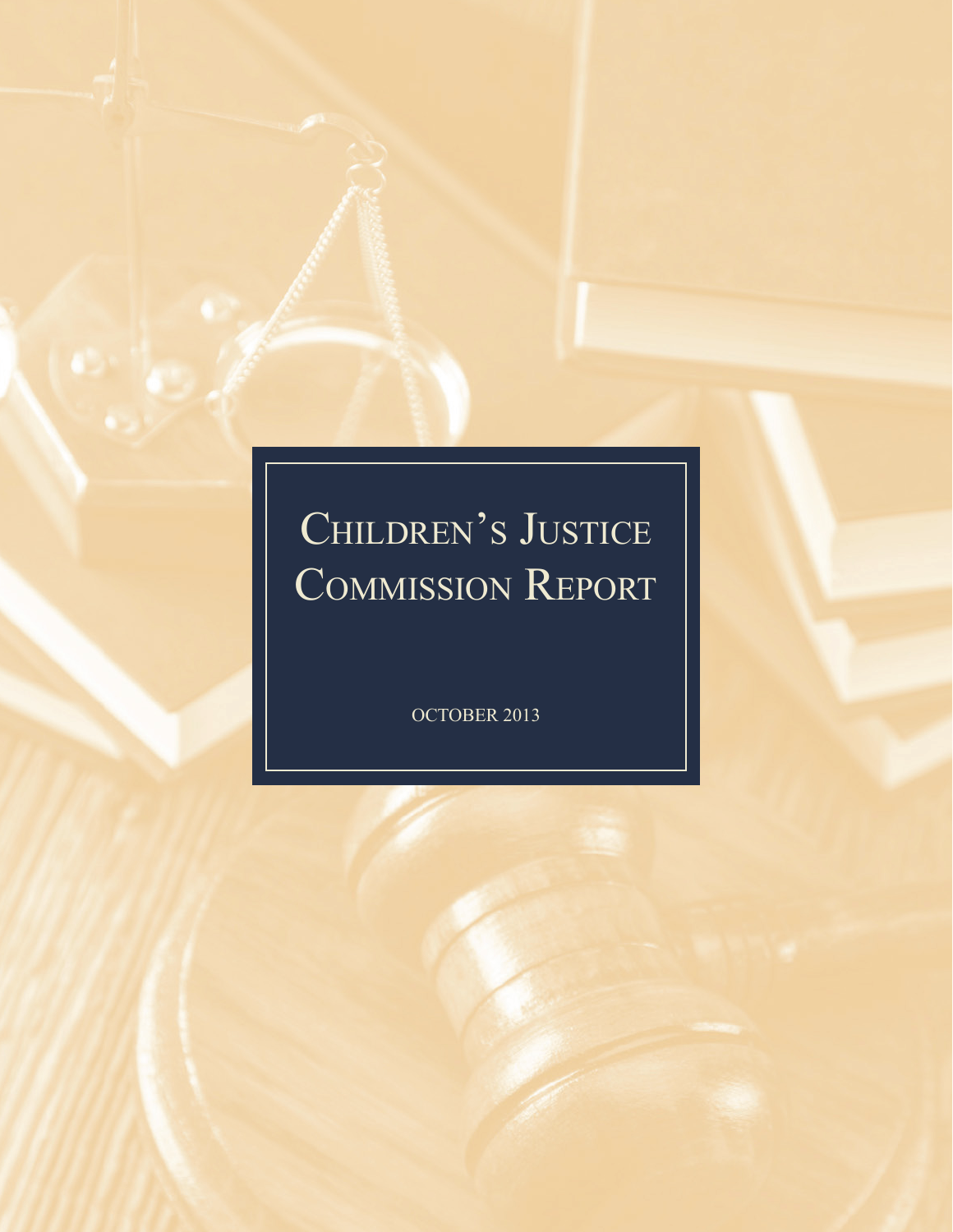# Children's Justice Commission Report

OCTOBER 2013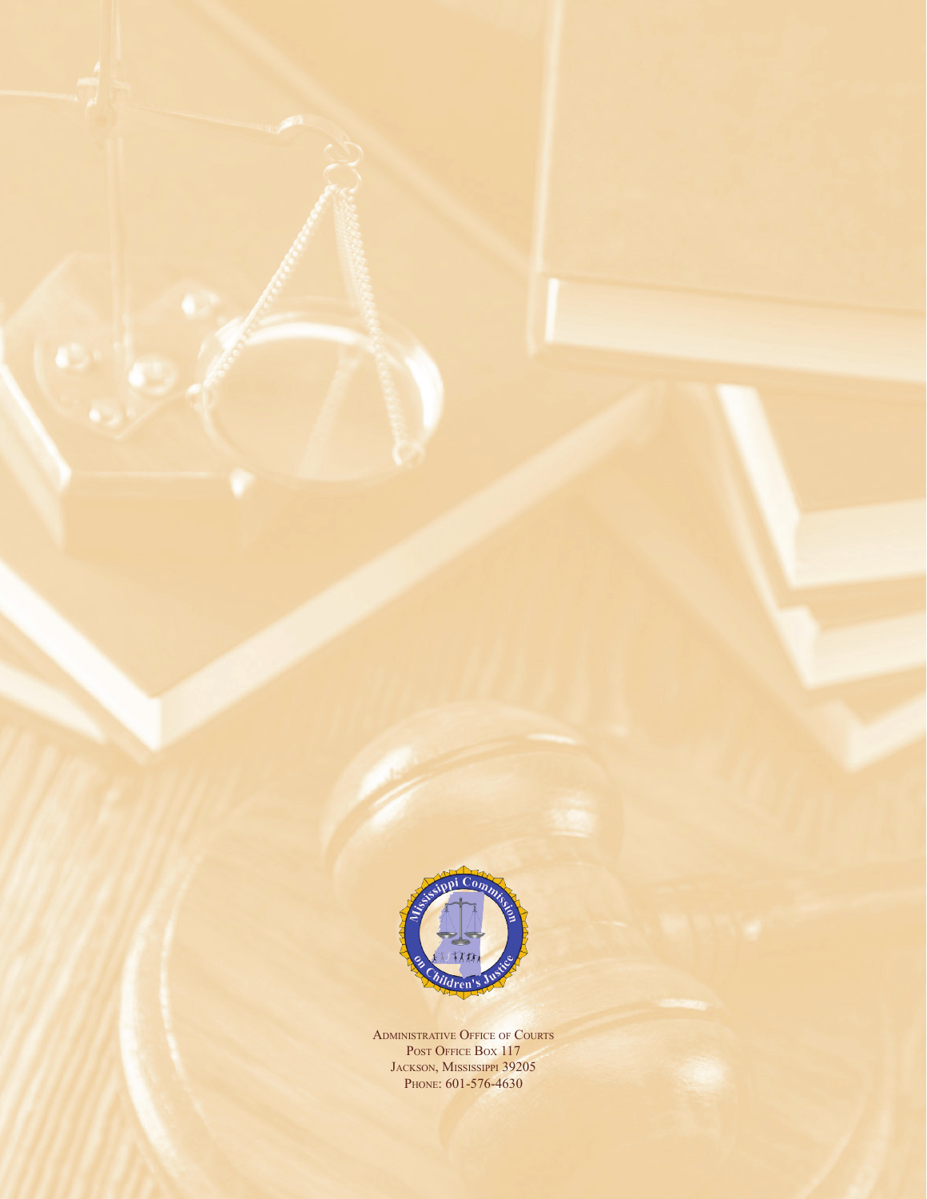Administrative Office of Courts
Post Office Box 117
Jackson, Mississippi 39205
Phone: 601-576-4630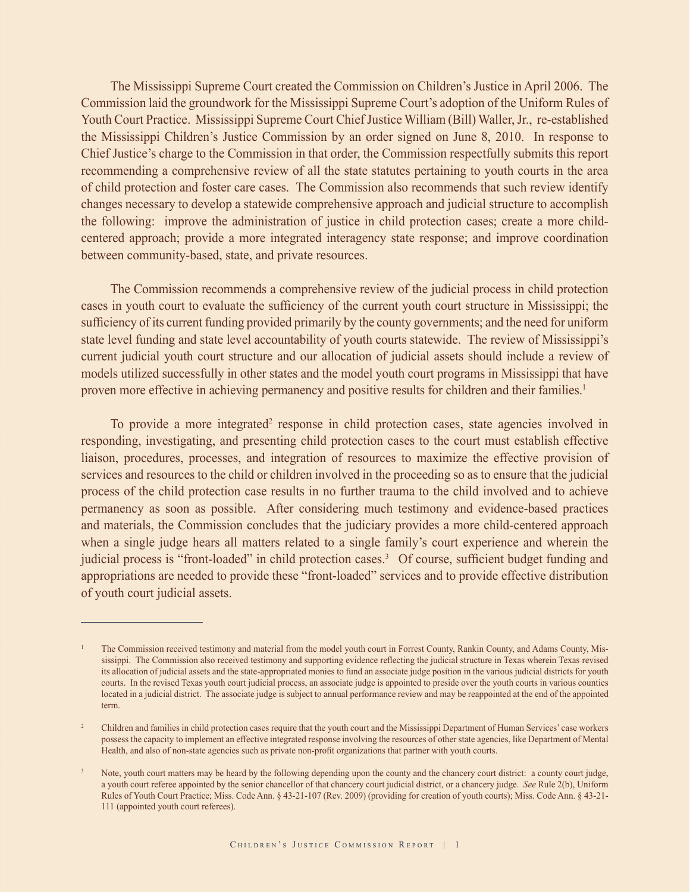The Mississippi Supreme Court created the Commission on Children's Justice in April 2006. The Commission laid the groundwork for the Mississippi Supreme Court's adoption of the Uniform Rules of Youth Court Practice. Mississippi Supreme Court Chief Justice William (Bill) Waller, Jr., re-established the Mississippi Children's Justice Commission by an order signed on June 8, 2010. In response to Chief Justice's charge to the Commission in that order, the Commission respectfully submits this report recommending a comprehensive review of all the state statutes pertaining to youth courts in the area of child protection and foster care cases. The Commission also recommends that such review identify changes necessary to develop a statewide comprehensive approach and judicial structure to accomplish the following: improve the administration of justice in child protection cases; create a more child-centered approach; provide a more integrated interagency state response; and improve coordination between community-based, state, and private resources.

The Commission recommends a comprehensive review of the judicial process in child protection cases in youth court to evaluate the sufficiency of the current youth court structure in Mississippi; the sufficiency of its current funding provided primarily by the county governments; and the need for uniform state level funding and state level accountability of youth courts statewide. The review of Mississippi's current judicial youth court structure and our allocation of judicial assets should include a review of models utilized successfully in other states and the model youth court programs in Mississippi that have proven more effective in achieving permanency and positive results for children and their families.[1]

To provide a more integrated[2] response in child protection cases, state agencies involved in responding, investigating, and presenting child protection cases to the court must establish effective liaison, procedures, processes, and integration of resources to maximize the effective provision of services and resources to the child or children involved in the proceeding so as to ensure that the judicial process of the child protection case results in no further trauma to the child involved and to achieve permanency as soon as possible. After considering much testimony and evidence-based practices and materials, the Commission concludes that the judiciary provides a more child-centered approach when a single judge hears all matters related to a single family's court experience and wherein the judicial process is "front-loaded" in child protection cases.[3] Of course, sufficient budget funding and appropriations are needed to provide these "front-loaded" services and to provide effective distribution of youth court judicial assets.

---

[1] The Commission received testimony and material from the model youth court in Forrest County, Rankin County, and Adams County, Mississippi. The Commission also received testimony and supporting evidence reflecting the judicial structure in Texas wherein Texas revised its allocation of judicial assets and the state-appropriated monies to fund an associate judge position in the various judicial districts for youth courts. In the revised Texas youth court judicial process, an associate judge is appointed to preside over the youth courts in various counties located in a judicial district. The associate judge is subject to annual performance review and may be reappointed at the end of the appointed term.

[2] Children and families in child protection cases require that the youth court and the Mississippi Department of Human Services' case workers possess the capacity to implement an effective integrated response involving the resources of other state agencies, like Department of Mental Health, and also of non-state agencies such as private non-profit organizations that partner with youth courts.

[3] Note, youth court matters may be heard by the following depending upon the county and the chancery court district: a county court judge, a youth court referee appointed by the senior chancellor of that chancery court judicial district, or a chancery judge. *See* Rule 2(b), Uniform Rules of Youth Court Practice; Miss. Code Ann. § 43-21-107 (Rev. 2009) (providing for creation of youth courts); Miss. Code Ann. § 43-21-111 (appointed youth court referees).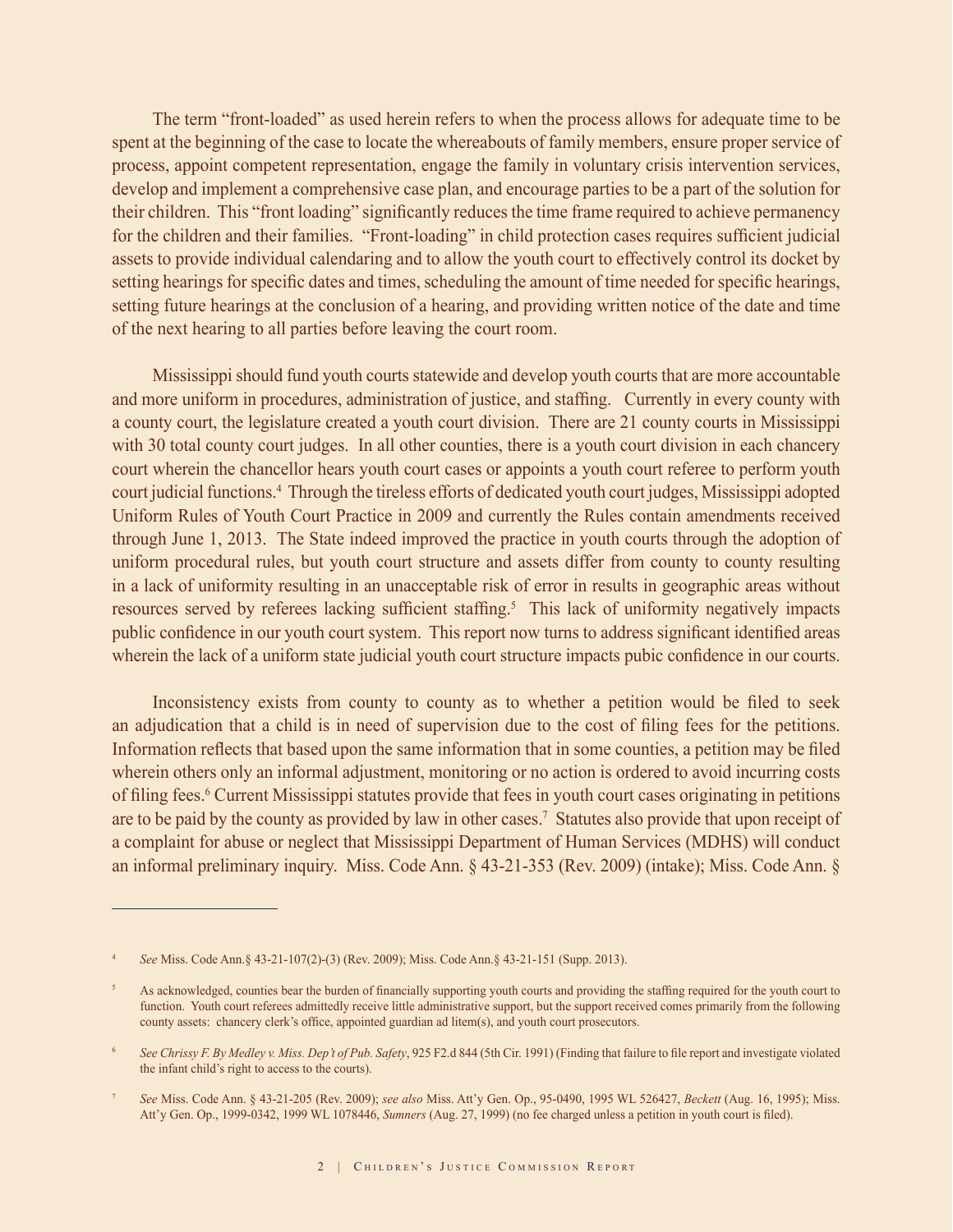The term “front-loaded” as used herein refers to when the process allows for adequate time to be spent at the beginning of the case to locate the whereabouts of family members, ensure proper service of process, appoint competent representation, engage the family in voluntary crisis intervention services, develop and implement a comprehensive case plan, and encourage parties to be a part of the solution for their children. This “front loading” significantly reduces the time frame required to achieve permanency for the children and their families. “Front-loading” in child protection cases requires sufficient judicial assets to provide individual calendaring and to allow the youth court to effectively control its docket by setting hearings for specific dates and times, scheduling the amount of time needed for specific hearings, setting future hearings at the conclusion of a hearing, and providing written notice of the date and time of the next hearing to all parties before leaving the court room.

Mississippi should fund youth courts statewide and develop youth courts that are more accountable and more uniform in procedures, administration of justice, and staffing. Currently in every county with a county court, the legislature created a youth court division. There are 21 county courts in Mississippi with 30 total county court judges. In all other counties, there is a youth court division in each chancery court wherein the chancellor hears youth court cases or appoints a youth court referee to perform youth court judicial functions.[4] Through the tireless efforts of dedicated youth court judges, Mississippi adopted Uniform Rules of Youth Court Practice in 2009 and currently the Rules contain amendments received through June 1, 2013. The State indeed improved the practice in youth courts through the adoption of uniform procedural rules, but youth court structure and assets differ from county to county resulting in a lack of uniformity resulting in an unacceptable risk of error in results in geographic areas without resources served by referees lacking sufficient staffing.[5] This lack of uniformity negatively impacts public confidence in our youth court system. This report now turns to address significant identified areas wherein the lack of a uniform state judicial youth court structure impacts pubic confidence in our courts.

Inconsistency exists from county to county as to whether a petition would be filed to seek an adjudication that a child is in need of supervision due to the cost of filing fees for the petitions. Information reflects that based upon the same information that in some counties, a petition may be filed wherein others only an informal adjustment, monitoring or no action is ordered to avoid incurring costs of filing fees.[6] Current Mississippi statutes provide that fees in youth court cases originating in petitions are to be paid by the county as provided by law in other cases.[7] Statutes also provide that upon receipt of a complaint for abuse or neglect that Mississippi Department of Human Services (MDHS) will conduct an informal preliminary inquiry. Miss. Code Ann. § 43-21-353 (Rev. 2009) (intake); Miss. Code Ann. §

---

[4] *See* Miss. Code Ann.§ 43-21-107(2)-(3) (Rev. 2009); Miss. Code Ann.§ 43-21-151 (Supp. 2013).

[5] As acknowledged, counties bear the burden of financially supporting youth courts and providing the staffing required for the youth court to function. Youth court referees admittedly receive little administrative support, but the support received comes primarily from the following county assets: chancery clerk’s office, appointed guardian ad litem(s), and youth court prosecutors.

[6] *See Chrissy F. By Medley v. Miss. Dep't of Pub. Safety*, 925 F.2d 844 (5th Cir. 1991) (Finding that failure to file report and investigate violated the infant child’s right to access to the courts).

[7] *See* Miss. Code Ann. § 43-21-205 (Rev. 2009); *see also* Miss. Att’y Gen. Op., 95-0490, 1995 WL 526427, *Beckett* (Aug. 16, 1995); Miss. Att’y Gen. Op., 1999-0342, 1999 WL 1078446, *Sumners* (Aug. 27, 1999) (no fee charged unless a petition in youth court is filed).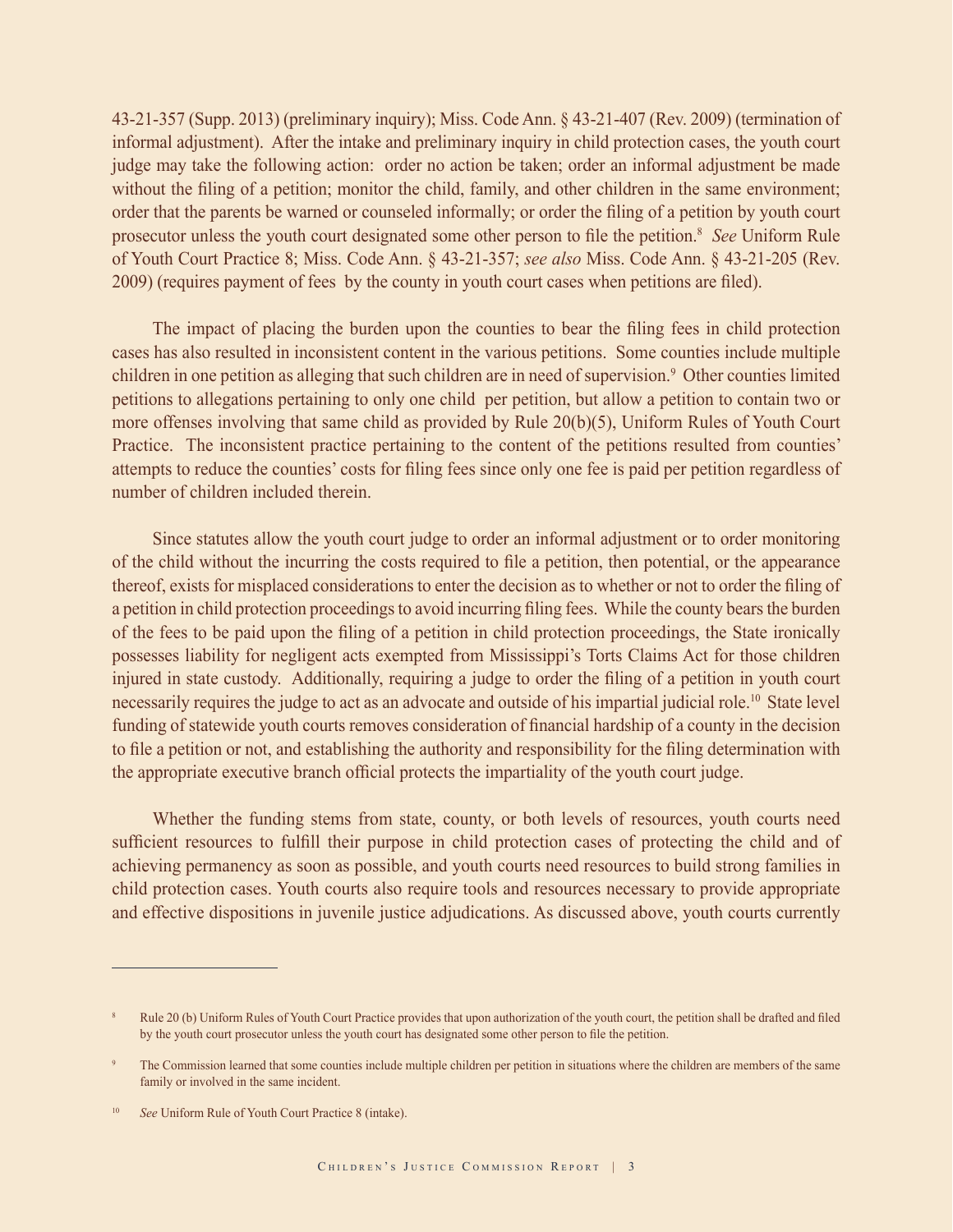43-21-357 (Supp. 2013) (preliminary inquiry); Miss. Code Ann. § 43-21-407 (Rev. 2009) (termination of informal adjustment). After the intake and preliminary inquiry in child protection cases, the youth court judge may take the following action: order no action be taken; order an informal adjustment be made without the filing of a petition; monitor the child, family, and other children in the same environment; order that the parents be warned or counseled informally; or order the filing of a petition by youth court prosecutor unless the youth court designated some other person to file the petition.[8] *See* Uniform Rule of Youth Court Practice 8; Miss. Code Ann. § 43-21-357; *see also* Miss. Code Ann. § 43-21-205 (Rev. 2009) (requires payment of fees by the county in youth court cases when petitions are filed).

The impact of placing the burden upon the counties to bear the filing fees in child protection cases has also resulted in inconsistent content in the various petitions. Some counties include multiple children in one petition as alleging that such children are in need of supervision.[9] Other counties limited petitions to allegations pertaining to only one child per petition, but allow a petition to contain two or more offenses involving that same child as provided by Rule 20(b)(5), Uniform Rules of Youth Court Practice. The inconsistent practice pertaining to the content of the petitions resulted from counties' attempts to reduce the counties' costs for filing fees since only one fee is paid per petition regardless of number of children included therein.

Since statutes allow the youth court judge to order an informal adjustment or to order monitoring of the child without the incurring the costs required to file a petition, then potential, or the appearance thereof, exists for misplaced considerations to enter the decision as to whether or not to order the filing of a petition in child protection proceedings to avoid incurring filing fees. While the county bears the burden of the fees to be paid upon the filing of a petition in child protection proceedings, the State ironically possesses liability for negligent acts exempted from Mississippi's Torts Claims Act for those children injured in state custody. Additionally, requiring a judge to order the filing of a petition in youth court necessarily requires the judge to act as an advocate and outside of his impartial judicial role.[10] State level funding of statewide youth courts removes consideration of financial hardship of a county in the decision to file a petition or not, and establishing the authority and responsibility for the filing determination with the appropriate executive branch official protects the impartiality of the youth court judge.

Whether the funding stems from state, county, or both levels of resources, youth courts need sufficient resources to fulfill their purpose in child protection cases of protecting the child and of achieving permanency as soon as possible, and youth courts need resources to build strong families in child protection cases. Youth courts also require tools and resources necessary to provide appropriate and effective dispositions in juvenile justice adjudications. As discussed above, youth courts currently

---

[8] Rule 20 (b) Uniform Rules of Youth Court Practice provides that upon authorization of the youth court, the petition shall be drafted and filed by the youth court prosecutor unless the youth court has designated some other person to file the petition.

[9] The Commission learned that some counties include multiple children per petition in situations where the children are members of the same family or involved in the same incident.

[10] *See* Uniform Rule of Youth Court Practice 8 (intake).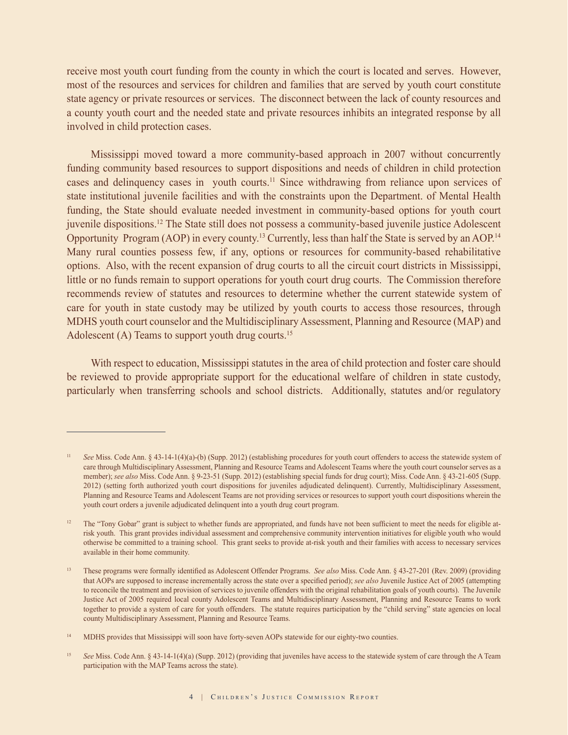receive most youth court funding from the county in which the court is located and serves. However, most of the resources and services for children and families that are served by youth court constitute state agency or private resources or services. The disconnect between the lack of county resources and a county youth court and the needed state and private resources inhibits an integrated response by all involved in child protection cases.

Mississippi moved toward a more community-based approach in 2007 without concurrently funding community based resources to support dispositions and needs of children in child protection cases and delinquency cases in youth courts.[11] Since withdrawing from reliance upon services of state institutional juvenile facilities and with the constraints upon the Department. of Mental Health funding, the State should evaluate needed investment in community-based options for youth court juvenile dispositions.[12] The State still does not possess a community-based juvenile justice Adolescent Opportunity Program (AOP) in every county.[13] Currently, less than half the State is served by an AOP.[14] Many rural counties possess few, if any, options or resources for community-based rehabilitative options. Also, with the recent expansion of drug courts to all the circuit court districts in Mississippi, little or no funds remain to support operations for youth court drug courts. The Commission therefore recommends review of statutes and resources to determine whether the current statewide system of care for youth in state custody may be utilized by youth courts to access those resources, through MDHS youth court counselor and the Multidisciplinary Assessment, Planning and Resource (MAP) and Adolescent (A) Teams to support youth drug courts.[15]

With respect to education, Mississippi statutes in the area of child protection and foster care should be reviewed to provide appropriate support for the educational welfare of children in state custody, particularly when transferring schools and school districts. Additionally, statutes and/or regulatory

---

[11] *See* Miss. Code Ann. § 43-14-1(4)(a)-(b) (Supp. 2012) (establishing procedures for youth court offenders to access the statewide system of care through Multidisciplinary Assessment, Planning and Resource Teams and Adolescent Teams where the youth court counselor serves as a member); *see also* Miss. Code Ann. § 9-23-51 (Supp. 2012) (establishing special funds for drug court); Miss. Code Ann. § 43-21-605 (Supp. 2012) (setting forth authorized youth court dispositions for juveniles adjudicated delinquent). Currently, Multidisciplinary Assessment, Planning and Resource Teams and Adolescent Teams are not providing services or resources to support youth court dispositions wherein the youth court orders a juvenile adjudicated delinquent into a youth drug court program.

[12] The "Tony Gobar" grant is subject to whether funds are appropriated, and funds have not been sufficient to meet the needs for eligible at-risk youth. This grant provides individual assessment and comprehensive community intervention initiatives for eligible youth who would otherwise be committed to a training school. This grant seeks to provide at-risk youth and their families with access to necessary services available in their home community.

[13] These programs were formally identified as Adolescent Offender Programs. *See also* Miss. Code Ann. § 43-27-201 (Rev. 2009) (providing that AOPs are supposed to increase incrementally across the state over a specified period); *see also* Juvenile Justice Act of 2005 (attempting to reconcile the treatment and provision of services to juvenile offenders with the original rehabilitation goals of youth courts). The Juvenile Justice Act of 2005 required local county Adolescent Teams and Multidisciplinary Assessment, Planning and Resource Teams to work together to provide a system of care for youth offenders. The statute requires participation by the "child serving" state agencies on local county Multidisciplinary Assessment, Planning and Resource Teams.

[14] MDHS provides that Mississippi will soon have forty-seven AOPs statewide for our eighty-two counties.

[15] *See* Miss. Code Ann. § 43-14-1(4)(a) (Supp. 2012) (providing that juveniles have access to the statewide system of care through the A Team participation with the MAP Teams across the state).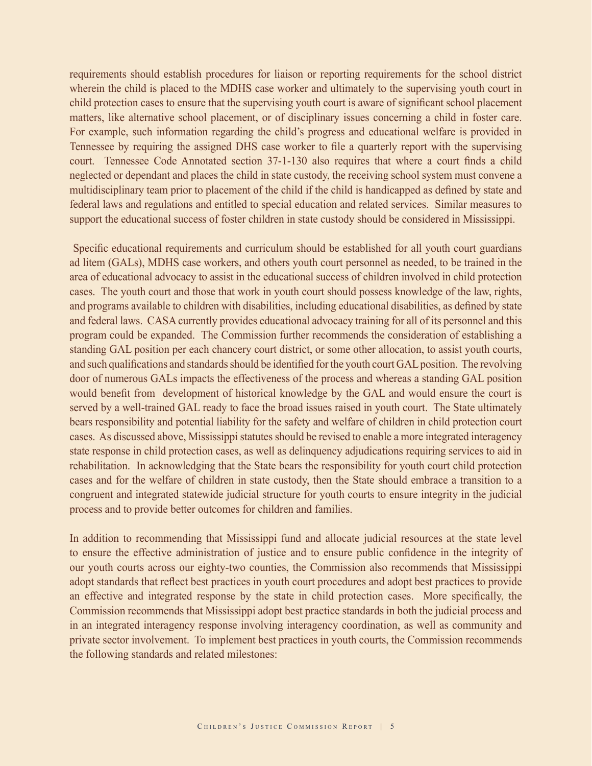requirements should establish procedures for liaison or reporting requirements for the school district wherein the child is placed to the MDHS case worker and ultimately to the supervising youth court in child protection cases to ensure that the supervising youth court is aware of significant school placement matters, like alternative school placement, or of disciplinary issues concerning a child in foster care. For example, such information regarding the child's progress and educational welfare is provided in Tennessee by requiring the assigned DHS case worker to file a quarterly report with the supervising court. Tennessee Code Annotated section 37-1-130 also requires that where a court finds a child neglected or dependant and places the child in state custody, the receiving school system must convene a multidisciplinary team prior to placement of the child if the child is handicapped as defined by state and federal laws and regulations and entitled to special education and related services. Similar measures to support the educational success of foster children in state custody should be considered in Mississippi.

Specific educational requirements and curriculum should be established for all youth court guardians ad litem (GALs), MDHS case workers, and others youth court personnel as needed, to be trained in the area of educational advocacy to assist in the educational success of children involved in child protection cases. The youth court and those that work in youth court should possess knowledge of the law, rights, and programs available to children with disabilities, including educational disabilities, as defined by state and federal laws. CASA currently provides educational advocacy training for all of its personnel and this program could be expanded. The Commission further recommends the consideration of establishing a standing GAL position per each chancery court district, or some other allocation, to assist youth courts, and such qualifications and standards should be identified for the youth court GAL position. The revolving door of numerous GALs impacts the effectiveness of the process and whereas a standing GAL position would benefit from development of historical knowledge by the GAL and would ensure the court is served by a well-trained GAL ready to face the broad issues raised in youth court. The State ultimately bears responsibility and potential liability for the safety and welfare of children in child protection court cases. As discussed above, Mississippi statutes should be revised to enable a more integrated interagency state response in child protection cases, as well as delinquency adjudications requiring services to aid in rehabilitation. In acknowledging that the State bears the responsibility for youth court child protection cases and for the welfare of children in state custody, then the State should embrace a transition to a congruent and integrated statewide judicial structure for youth courts to ensure integrity in the judicial process and to provide better outcomes for children and families.

In addition to recommending that Mississippi fund and allocate judicial resources at the state level to ensure the effective administration of justice and to ensure public confidence in the integrity of our youth courts across our eighty-two counties, the Commission also recommends that Mississippi adopt standards that reflect best practices in youth court procedures and adopt best practices to provide an effective and integrated response by the state in child protection cases. More specifically, the Commission recommends that Mississippi adopt best practice standards in both the judicial process and in an integrated interagency response involving interagency coordination, as well as community and private sector involvement. To implement best practices in youth courts, the Commission recommends the following standards and related milestones: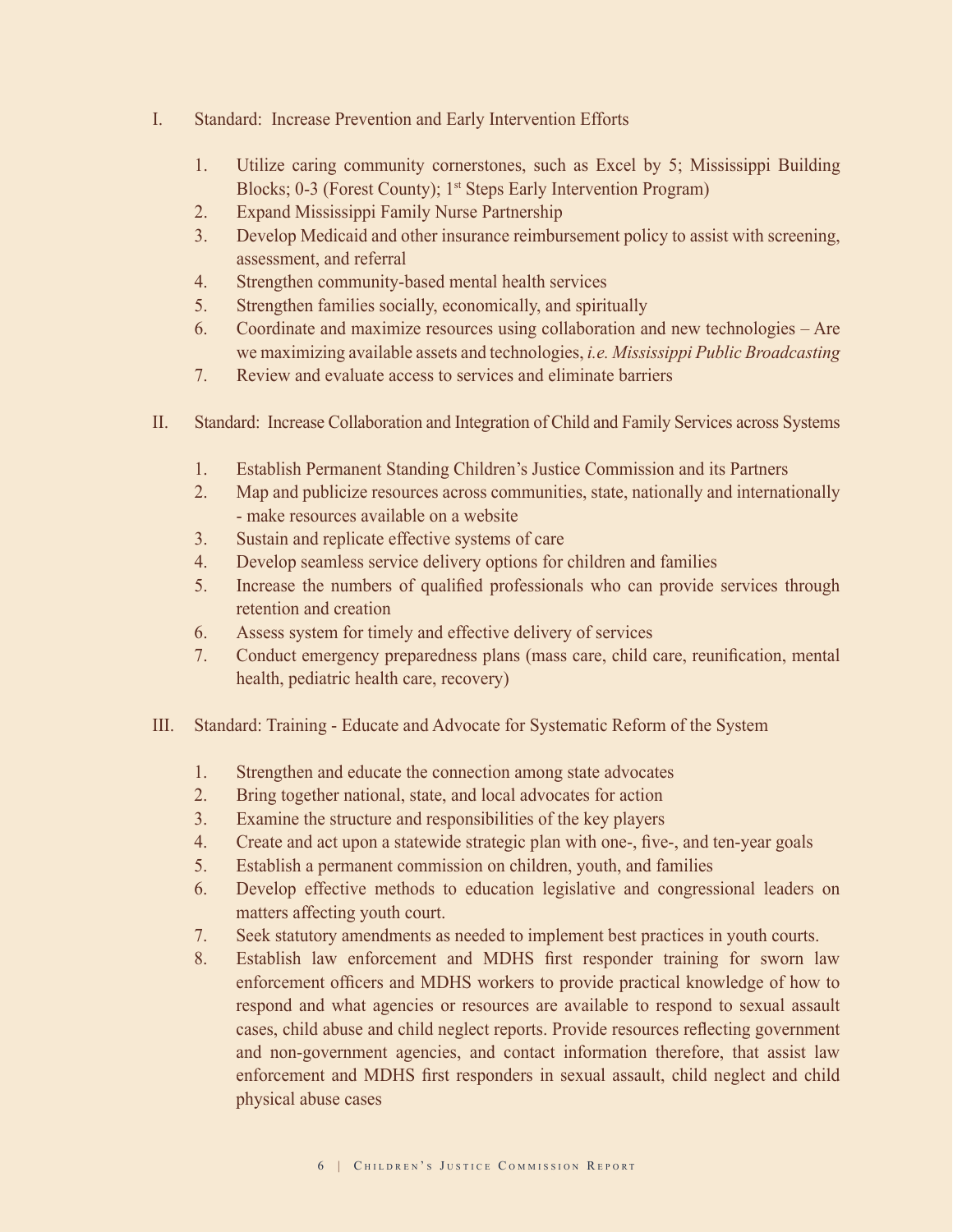I. Standard: Increase Prevention and Early Intervention Efforts

1. Utilize caring community cornerstones, such as Excel by 5; Mississippi Building Blocks; 0-3 (Forest County); 1st Steps Early Intervention Program)
2. Expand Mississippi Family Nurse Partnership
3. Develop Medicaid and other insurance reimbursement policy to assist with screening, assessment, and referral
4. Strengthen community-based mental health services
5. Strengthen families socially, economically, and spiritually
6. Coordinate and maximize resources using collaboration and new technologies – Are we maximizing available assets and technologies, *i.e. Mississippi Public Broadcasting*
7. Review and evaluate access to services and eliminate barriers

II. Standard: Increase Collaboration and Integration of Child and Family Services across Systems

1. Establish Permanent Standing Children's Justice Commission and its Partners
2. Map and publicize resources across communities, state, nationally and internationally - make resources available on a website
3. Sustain and replicate effective systems of care
4. Develop seamless service delivery options for children and families
5. Increase the numbers of qualified professionals who can provide services through retention and creation
6. Assess system for timely and effective delivery of services
7. Conduct emergency preparedness plans (mass care, child care, reunification, mental health, pediatric health care, recovery)

III. Standard: Training - Educate and Advocate for Systematic Reform of the System

1. Strengthen and educate the connection among state advocates
2. Bring together national, state, and local advocates for action
3. Examine the structure and responsibilities of the key players
4. Create and act upon a statewide strategic plan with one-, five-, and ten-year goals
5. Establish a permanent commission on children, youth, and families
6. Develop effective methods to education legislative and congressional leaders on matters affecting youth court.
7. Seek statutory amendments as needed to implement best practices in youth courts.
8. Establish law enforcement and MDHS first responder training for sworn law enforcement officers and MDHS workers to provide practical knowledge of how to respond and what agencies or resources are available to respond to sexual assault cases, child abuse and child neglect reports. Provide resources reflecting government and non-government agencies, and contact information therefore, that assist law enforcement and MDHS first responders in sexual assault, child neglect and child physical abuse cases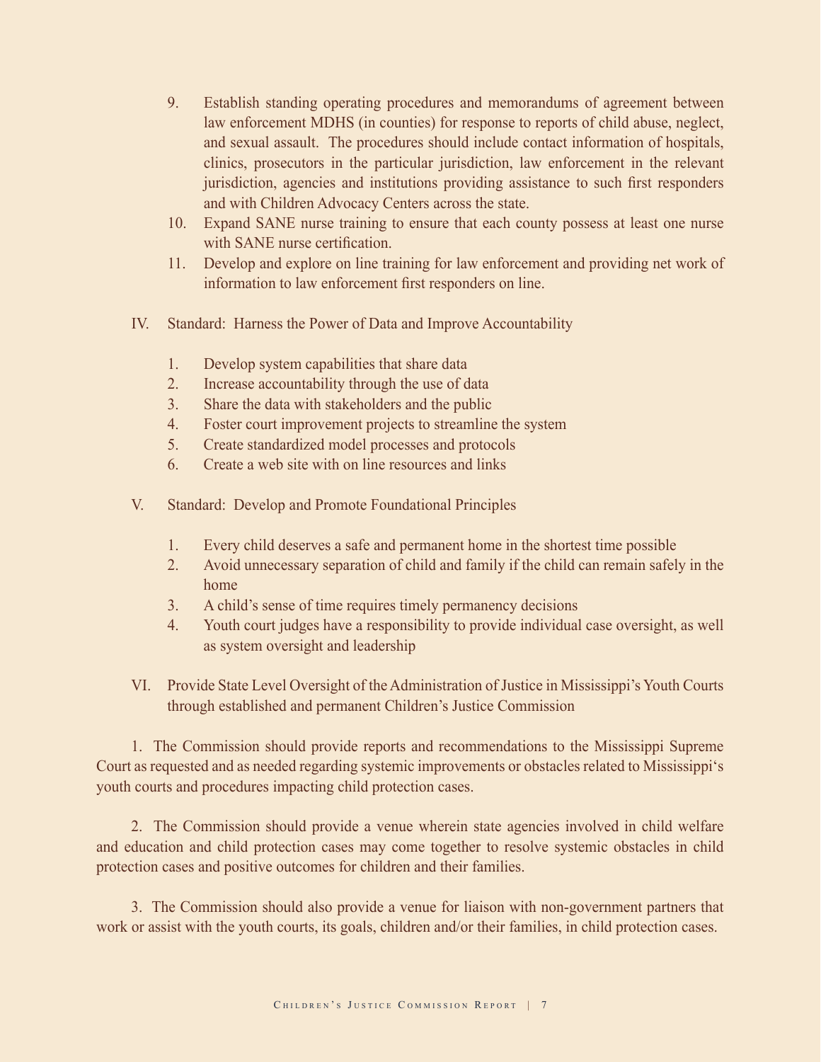9. Establish standing operating procedures and memorandums of agreement between law enforcement MDHS (in counties) for response to reports of child abuse, neglect, and sexual assault. The procedures should include contact information of hospitals, clinics, prosecutors in the particular jurisdiction, law enforcement in the relevant jurisdiction, agencies and institutions providing assistance to such first responders and with Children Advocacy Centers across the state.
10. Expand SANE nurse training to ensure that each county possess at least one nurse with SANE nurse certification.
11. Develop and explore on line training for law enforcement and providing net work of information to law enforcement first responders on line.

IV. Standard: Harness the Power of Data and Improve Accountability

1. Develop system capabilities that share data
2. Increase accountability through the use of data
3. Share the data with stakeholders and the public
4. Foster court improvement projects to streamline the system
5. Create standardized model processes and protocols
6. Create a web site with on line resources and links

V. Standard: Develop and Promote Foundational Principles

1. Every child deserves a safe and permanent home in the shortest time possible
2. Avoid unnecessary separation of child and family if the child can remain safely in the home
3. A child's sense of time requires timely permanency decisions
4. Youth court judges have a responsibility to provide individual case oversight, as well as system oversight and leadership

VI. Provide State Level Oversight of the Administration of Justice in Mississippi's Youth Courts through established and permanent Children's Justice Commission

1. The Commission should provide reports and recommendations to the Mississippi Supreme Court as requested and as needed regarding systemic improvements or obstacles related to Mississippi's youth courts and procedures impacting child protection cases.

2. The Commission should provide a venue wherein state agencies involved in child welfare and education and child protection cases may come together to resolve systemic obstacles in child protection cases and positive outcomes for children and their families.

3. The Commission should also provide a venue for liaison with non-government partners that work or assist with the youth courts, its goals, children and/or their families, in child protection cases.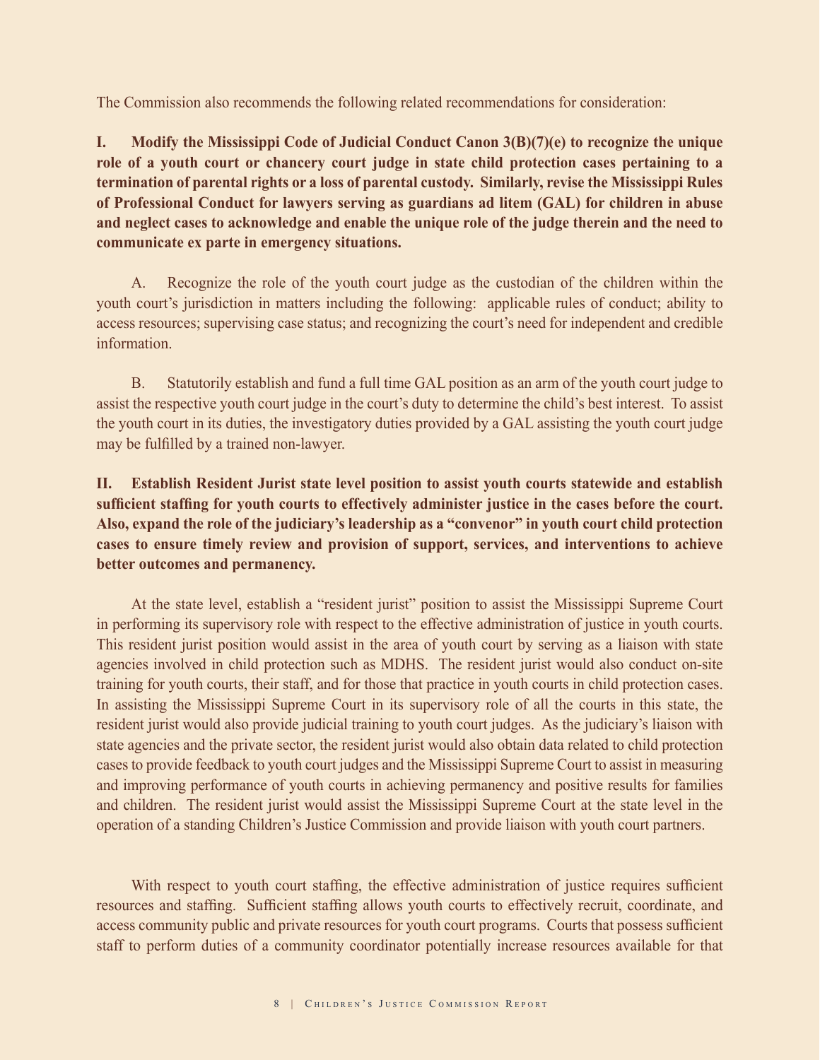The Commission also recommends the following related recommendations for consideration:

**I. Modify the Mississippi Code of Judicial Conduct Canon 3(B)(7)(e) to recognize the unique role of a youth court or chancery court judge in state child protection cases pertaining to a termination of parental rights or a loss of parental custody. Similarly, revise the Mississippi Rules of Professional Conduct for lawyers serving as guardians ad litem (GAL) for children in abuse and neglect cases to acknowledge and enable the unique role of the judge therein and the need to communicate ex parte in emergency situations.**

A. Recognize the role of the youth court judge as the custodian of the children within the youth court's jurisdiction in matters including the following: applicable rules of conduct; ability to access resources; supervising case status; and recognizing the court's need for independent and credible information.

B. Statutorily establish and fund a full time GAL position as an arm of the youth court judge to assist the respective youth court judge in the court's duty to determine the child's best interest. To assist the youth court in its duties, the investigatory duties provided by a GAL assisting the youth court judge may be fulfilled by a trained non-lawyer.

**II. Establish Resident Jurist state level position to assist youth courts statewide and establish sufficient staffing for youth courts to effectively administer justice in the cases before the court. Also, expand the role of the judiciary's leadership as a "convenor" in youth court child protection cases to ensure timely review and provision of support, services, and interventions to achieve better outcomes and permanency.**

At the state level, establish a "resident jurist" position to assist the Mississippi Supreme Court in performing its supervisory role with respect to the effective administration of justice in youth courts. This resident jurist position would assist in the area of youth court by serving as a liaison with state agencies involved in child protection such as MDHS. The resident jurist would also conduct on-site training for youth courts, their staff, and for those that practice in youth courts in child protection cases. In assisting the Mississippi Supreme Court in its supervisory role of all the courts in this state, the resident jurist would also provide judicial training to youth court judges. As the judiciary's liaison with state agencies and the private sector, the resident jurist would also obtain data related to child protection cases to provide feedback to youth court judges and the Mississippi Supreme Court to assist in measuring and improving performance of youth courts in achieving permanency and positive results for families and children. The resident jurist would assist the Mississippi Supreme Court at the state level in the operation of a standing Children's Justice Commission and provide liaison with youth court partners.

With respect to youth court staffing, the effective administration of justice requires sufficient resources and staffing. Sufficient staffing allows youth courts to effectively recruit, coordinate, and access community public and private resources for youth court programs. Courts that possess sufficient staff to perform duties of a community coordinator potentially increase resources available for that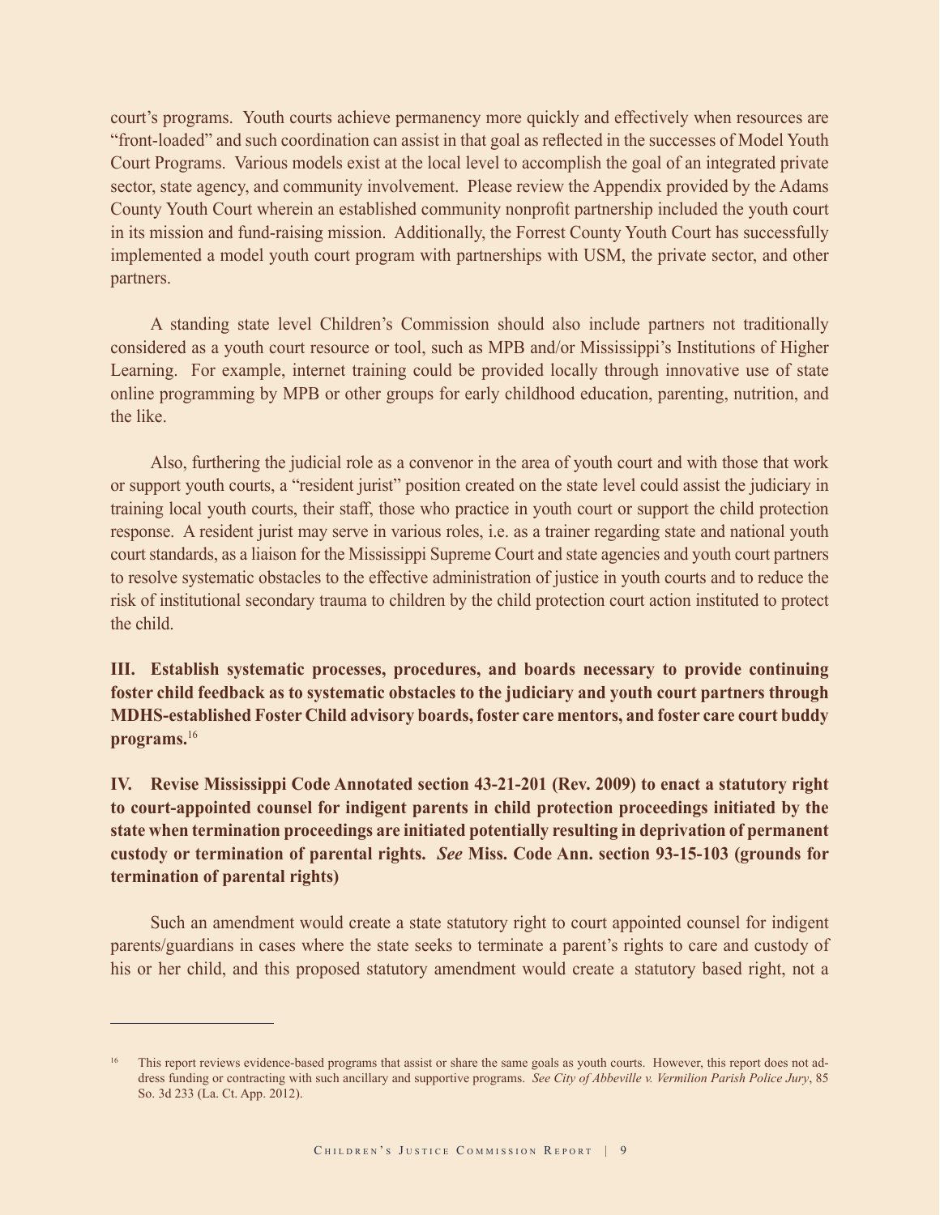court's programs. Youth courts achieve permanency more quickly and effectively when resources are "front-loaded" and such coordination can assist in that goal as reflected in the successes of Model Youth Court Programs. Various models exist at the local level to accomplish the goal of an integrated private sector, state agency, and community involvement. Please review the Appendix provided by the Adams County Youth Court wherein an established community nonprofit partnership included the youth court in its mission and fund-raising mission. Additionally, the Forrest County Youth Court has successfully implemented a model youth court program with partnerships with USM, the private sector, and other partners.

A standing state level Children's Commission should also include partners not traditionally considered as a youth court resource or tool, such as MPB and/or Mississippi's Institutions of Higher Learning. For example, internet training could be provided locally through innovative use of state online programming by MPB or other groups for early childhood education, parenting, nutrition, and the like.

Also, furthering the judicial role as a convenor in the area of youth court and with those that work or support youth courts, a "resident jurist" position created on the state level could assist the judiciary in training local youth courts, their staff, those who practice in youth court or support the child protection response. A resident jurist may serve in various roles, i.e. as a trainer regarding state and national youth court standards, as a liaison for the Mississippi Supreme Court and state agencies and youth court partners to resolve systematic obstacles to the effective administration of justice in youth courts and to reduce the risk of institutional secondary trauma to children by the child protection court action instituted to protect the child.

**III. Establish systematic processes, procedures, and boards necessary to provide continuing foster child feedback as to systematic obstacles to the judiciary and youth court partners through MDHS-established Foster Child advisory boards, foster care mentors, and foster care court buddy programs.**[16]

**IV. Revise Mississippi Code Annotated section 43-21-201 (Rev. 2009) to enact a statutory right to court-appointed counsel for indigent parents in child protection proceedings initiated by the state when termination proceedings are initiated potentially resulting in deprivation of permanent custody or termination of parental rights. *See* Miss. Code Ann. section 93-15-103 (grounds for termination of parental rights)**

Such an amendment would create a state statutory right to court appointed counsel for indigent parents/guardians in cases where the state seeks to terminate a parent's rights to care and custody of his or her child, and this proposed statutory amendment would create a statutory based right, not a

---

[16] This report reviews evidence-based programs that assist or share the same goals as youth courts. However, this report does not address funding or contracting with such ancillary and supportive programs. *See City of Abbeville v. Vermilion Parish Police Jury*, 85 So. 3d 233 (La. Ct. App. 2012).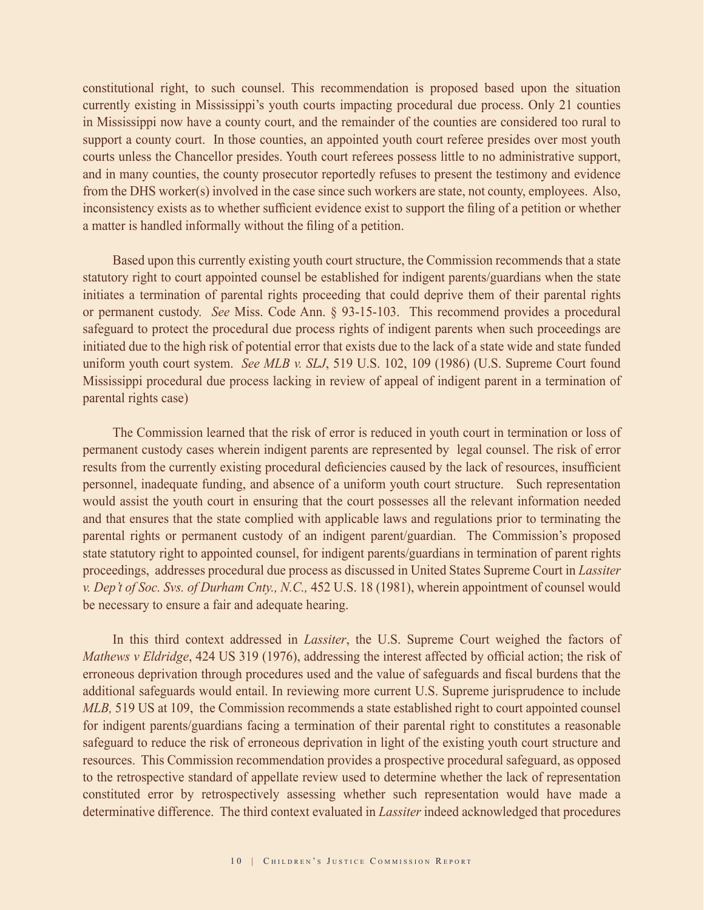constitutional right, to such counsel. This recommendation is proposed based upon the situation currently existing in Mississippi's youth courts impacting procedural due process. Only 21 counties in Mississippi now have a county court, and the remainder of the counties are considered too rural to support a county court. In those counties, an appointed youth court referee presides over most youth courts unless the Chancellor presides. Youth court referees possess little to no administrative support, and in many counties, the county prosecutor reportedly refuses to present the testimony and evidence from the DHS worker(s) involved in the case since such workers are state, not county, employees. Also, inconsistency exists as to whether sufficient evidence exist to support the filing of a petition or whether a matter is handled informally without the filing of a petition.

Based upon this currently existing youth court structure, the Commission recommends that a state statutory right to court appointed counsel be established for indigent parents/guardians when the state initiates a termination of parental rights proceeding that could deprive them of their parental rights or permanent custody. *See* Miss. Code Ann. § 93-15-103. This recommend provides a procedural safeguard to protect the procedural due process rights of indigent parents when such proceedings are initiated due to the high risk of potential error that exists due to the lack of a state wide and state funded uniform youth court system. *See MLB v. SLJ*, 519 U.S. 102, 109 (1986) (U.S. Supreme Court found Mississippi procedural due process lacking in review of appeal of indigent parent in a termination of parental rights case)

The Commission learned that the risk of error is reduced in youth court in termination or loss of permanent custody cases wherein indigent parents are represented by legal counsel. The risk of error results from the currently existing procedural deficiencies caused by the lack of resources, insufficient personnel, inadequate funding, and absence of a uniform youth court structure. Such representation would assist the youth court in ensuring that the court possesses all the relevant information needed and that ensures that the state complied with applicable laws and regulations prior to terminating the parental rights or permanent custody of an indigent parent/guardian. The Commission's proposed state statutory right to appointed counsel, for indigent parents/guardians in termination of parent rights proceedings, addresses procedural due process as discussed in United States Supreme Court in *Lassiter v. Dep't of Soc. Svs. of Durham Cnty., N.C.,* 452 U.S. 18 (1981), wherein appointment of counsel would be necessary to ensure a fair and adequate hearing.

In this third context addressed in *Lassiter*, the U.S. Supreme Court weighed the factors of *Mathews v Eldridge*, 424 US 319 (1976), addressing the interest affected by official action; the risk of erroneous deprivation through procedures used and the value of safeguards and fiscal burdens that the additional safeguards would entail. In reviewing more current U.S. Supreme jurisprudence to include *MLB,* 519 US at 109, the Commission recommends a state established right to court appointed counsel for indigent parents/guardians facing a termination of their parental right to constitutes a reasonable safeguard to reduce the risk of erroneous deprivation in light of the existing youth court structure and resources. This Commission recommendation provides a prospective procedural safeguard, as opposed to the retrospective standard of appellate review used to determine whether the lack of representation constituted error by retrospectively assessing whether such representation would have made a determinative difference. The third context evaluated in *Lassiter* indeed acknowledged that procedures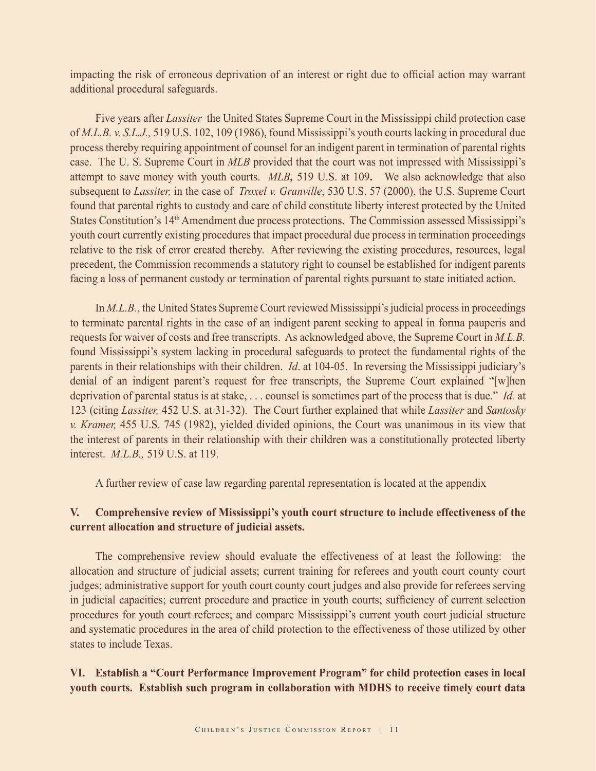impacting the risk of erroneous deprivation of an interest or right due to official action may warrant additional procedural safeguards.

Five years after *Lassiter* the United States Supreme Court in the Mississippi child protection case of *M.L.B. v. S.L.J.,* 519 U.S. 102, 109 (1986), found Mississippi's youth courts lacking in procedural due process thereby requiring appointment of counsel for an indigent parent in termination of parental rights case. The U. S. Supreme Court in *MLB* provided that the court was not impressed with Mississippi's attempt to save money with youth courts. *MLB***,** 519 U.S. at 109**.** We also acknowledge that also subsequent to *Lassiter,* in the case of *Troxel v. Granville*, 530 U.S. 57 (2000), the U.S. Supreme Court found that parental rights to custody and care of child constitute liberty interest protected by the United States Constitution's 14th Amendment due process protections. The Commission assessed Mississippi's youth court currently existing procedures that impact procedural due process in termination proceedings relative to the risk of error created thereby. After reviewing the existing procedures, resources, legal precedent, the Commission recommends a statutory right to counsel be established for indigent parents facing a loss of permanent custody or termination of parental rights pursuant to state initiated action.

In *M.L.B.*, the United States Supreme Court reviewed Mississippi's judicial process in proceedings to terminate parental rights in the case of an indigent parent seeking to appeal in forma pauperis and requests for waiver of costs and free transcripts. As acknowledged above, the Supreme Court in *M.L.B.* found Mississippi's system lacking in procedural safeguards to protect the fundamental rights of the parents in their relationships with their children. *Id*. at 104-05. In reversing the Mississippi judiciary's denial of an indigent parent's request for free transcripts, the Supreme Court explained "[w]hen deprivation of parental status is at stake, . . . counsel is sometimes part of the process that is due." *Id.* at 123 (citing *Lassiter,* 452 U.S. at 31-32). The Court further explained that while *Lassiter* and *Santosky v. Kramer,* 455 U.S. 745 (1982), yielded divided opinions, the Court was unanimous in its view that the interest of parents in their relationship with their children was a constitutionally protected liberty interest. *M.L.B.,* 519 U.S. at 119.

A further review of case law regarding parental representation is located at the appendix

**V. Comprehensive review of Mississippi's youth court structure to include effectiveness of the current allocation and structure of judicial assets.**

The comprehensive review should evaluate the effectiveness of at least the following: the allocation and structure of judicial assets; current training for referees and youth court county court judges; administrative support for youth court county court judges and also provide for referees serving in judicial capacities; current procedure and practice in youth courts; sufficiency of current selection procedures for youth court referees; and compare Mississippi's current youth court judicial structure and systematic procedures in the area of child protection to the effectiveness of those utilized by other states to include Texas.

**VI. Establish a "Court Performance Improvement Program" for child protection cases in local youth courts. Establish such program in collaboration with MDHS to receive timely court data**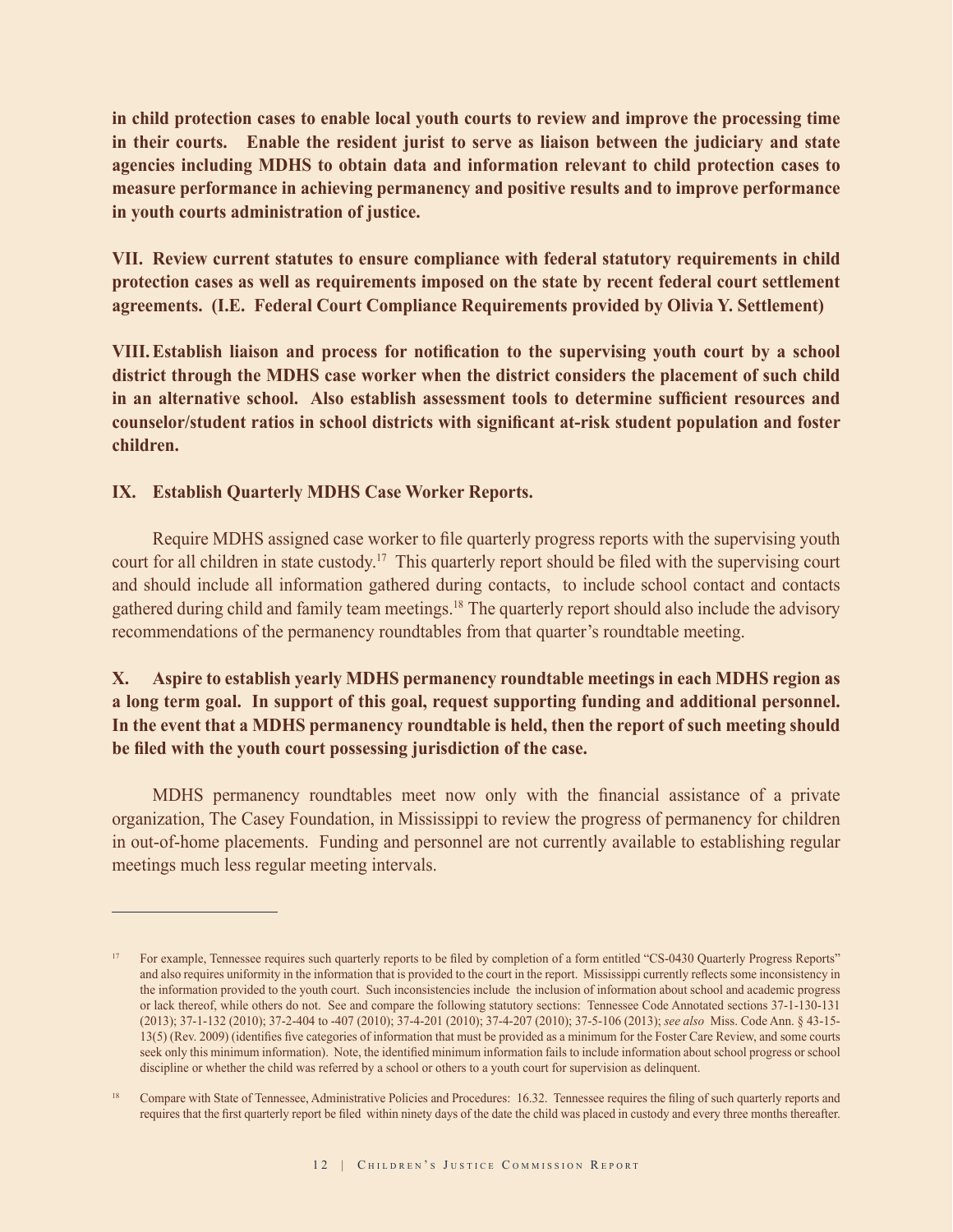**in child protection cases to enable local youth courts to review and improve the processing time in their courts. Enable the resident jurist to serve as liaison between the judiciary and state agencies including MDHS to obtain data and information relevant to child protection cases to measure performance in achieving permanency and positive results and to improve performance in youth courts administration of justice.**

**VII. Review current statutes to ensure compliance with federal statutory requirements in child protection cases as well as requirements imposed on the state by recent federal court settlement agreements. (I.E. Federal Court Compliance Requirements provided by Olivia Y. Settlement)**

**VIII. Establish liaison and process for notification to the supervising youth court by a school district through the MDHS case worker when the district considers the placement of such child in an alternative school. Also establish assessment tools to determine sufficient resources and counselor/student ratios in school districts with significant at-risk student population and foster children.**

**IX. Establish Quarterly MDHS Case Worker Reports.**

Require MDHS assigned case worker to file quarterly progress reports with the supervising youth court for all children in state custody.[17] This quarterly report should be filed with the supervising court and should include all information gathered during contacts, to include school contact and contacts gathered during child and family team meetings.[18] The quarterly report should also include the advisory recommendations of the permanency roundtables from that quarter's roundtable meeting.

**X. Aspire to establish yearly MDHS permanency roundtable meetings in each MDHS region as a long term goal. In support of this goal, request supporting funding and additional personnel. In the event that a MDHS permanency roundtable is held, then the report of such meeting should be filed with the youth court possessing jurisdiction of the case.**

MDHS permanency roundtables meet now only with the financial assistance of a private organization, The Casey Foundation, in Mississippi to review the progress of permanency for children in out-of-home placements. Funding and personnel are not currently available to establishing regular meetings much less regular meeting intervals.

---

[17] For example, Tennessee requires such quarterly reports to be filed by completion of a form entitled "CS-0430 Quarterly Progress Reports" and also requires uniformity in the information that is provided to the court in the report. Mississippi currently reflects some inconsistency in the information provided to the youth court. Such inconsistencies include the inclusion of information about school and academic progress or lack thereof, while others do not. See and compare the following statutory sections: Tennessee Code Annotated sections 37-1-130-131 (2013); 37-1-132 (2010); 37-2-404 to -407 (2010); 37-4-201 (2010); 37-4-207 (2010); 37-5-106 (2013); *see also* Miss. Code Ann. § 43-15-13(5) (Rev. 2009) (identifies five categories of information that must be provided as a minimum for the Foster Care Review, and some courts seek only this minimum information). Note, the identified minimum information fails to include information about school progress or school discipline or whether the child was referred by a school or others to a youth court for supervision as delinquent.

[18] Compare with State of Tennessee, Administrative Policies and Procedures: 16.32. Tennessee requires the filing of such quarterly reports and requires that the first quarterly report be filed within ninety days of the date the child was placed in custody and every three months thereafter.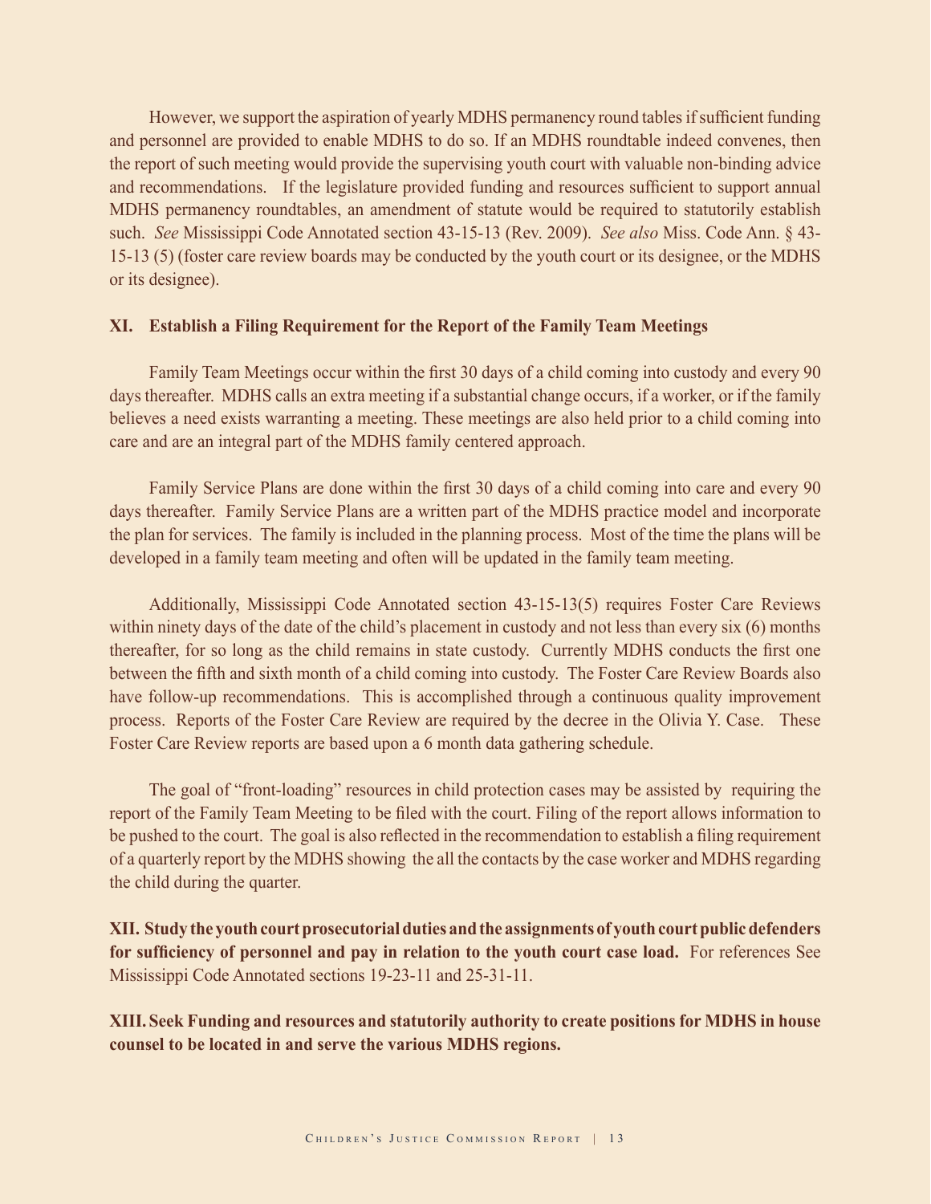However, we support the aspiration of yearly MDHS permanency round tables if sufficient funding and personnel are provided to enable MDHS to do so. If an MDHS roundtable indeed convenes, then the report of such meeting would provide the supervising youth court with valuable non-binding advice and recommendations. If the legislature provided funding and resources sufficient to support annual MDHS permanency roundtables, an amendment of statute would be required to statutorily establish such. *See* Mississippi Code Annotated section 43-15-13 (Rev. 2009). *See also* Miss. Code Ann. § 43-15-13 (5) (foster care review boards may be conducted by the youth court or its designee, or the MDHS or its designee).

**XI. Establish a Filing Requirement for the Report of the Family Team Meetings**

Family Team Meetings occur within the first 30 days of a child coming into custody and every 90 days thereafter. MDHS calls an extra meeting if a substantial change occurs, if a worker, or if the family believes a need exists warranting a meeting. These meetings are also held prior to a child coming into care and are an integral part of the MDHS family centered approach.

Family Service Plans are done within the first 30 days of a child coming into care and every 90 days thereafter. Family Service Plans are a written part of the MDHS practice model and incorporate the plan for services. The family is included in the planning process. Most of the time the plans will be developed in a family team meeting and often will be updated in the family team meeting.

Additionally, Mississippi Code Annotated section 43-15-13(5) requires Foster Care Reviews within ninety days of the date of the child's placement in custody and not less than every six (6) months thereafter, for so long as the child remains in state custody. Currently MDHS conducts the first one between the fifth and sixth month of a child coming into custody. The Foster Care Review Boards also have follow-up recommendations. This is accomplished through a continuous quality improvement process. Reports of the Foster Care Review are required by the decree in the Olivia Y. Case. These Foster Care Review reports are based upon a 6 month data gathering schedule.

The goal of "front-loading" resources in child protection cases may be assisted by requiring the report of the Family Team Meeting to be filed with the court. Filing of the report allows information to be pushed to the court. The goal is also reflected in the recommendation to establish a filing requirement of a quarterly report by the MDHS showing the all the contacts by the case worker and MDHS regarding the child during the quarter.

**XII. Study the youth court prosecutorial duties and the assignments of youth court public defenders for sufficiency of personnel and pay in relation to the youth court case load.** For references See Mississippi Code Annotated sections 19-23-11 and 25-31-11.

**XIII. Seek Funding and resources and statutorily authority to create positions for MDHS in house counsel to be located in and serve the various MDHS regions.**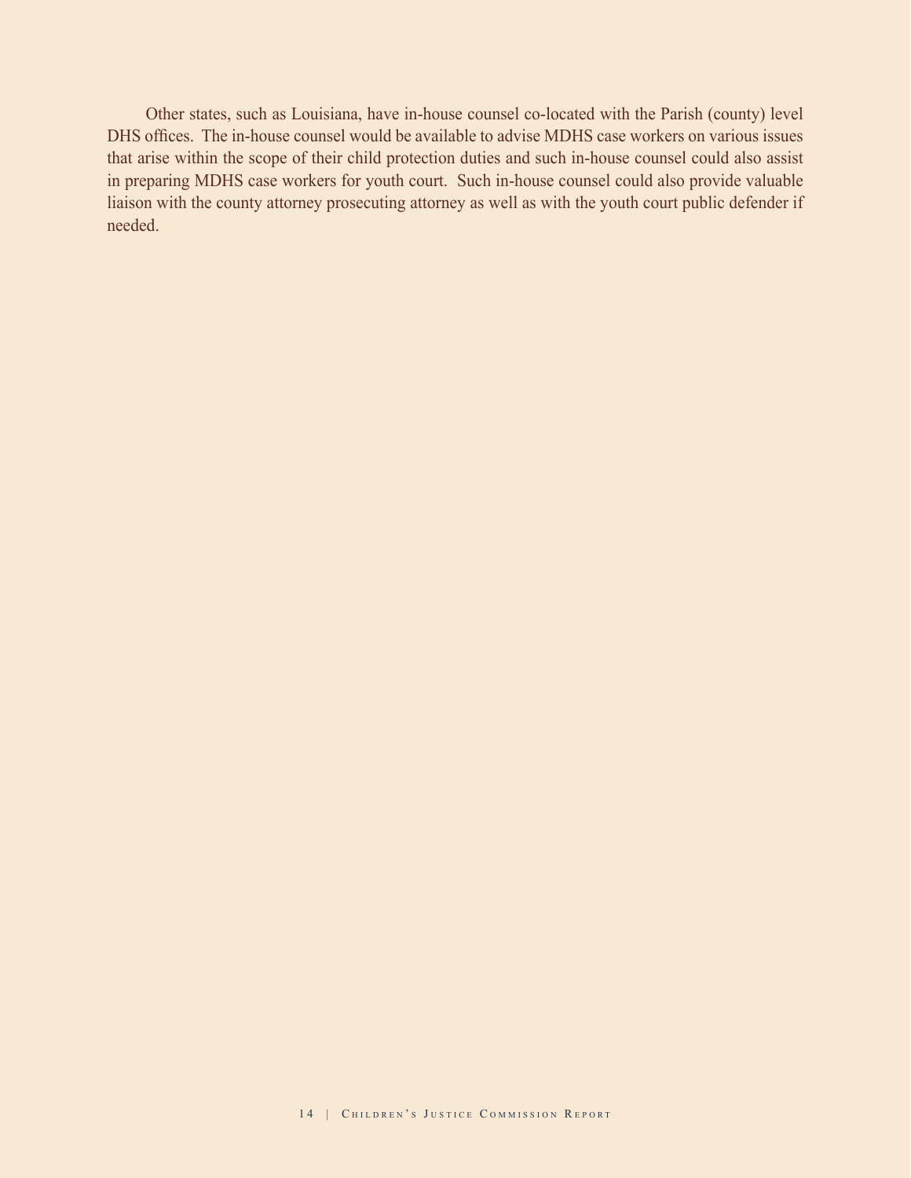Other states, such as Louisiana, have in-house counsel co-located with the Parish (county) level DHS offices. The in-house counsel would be available to advise MDHS case workers on various issues that arise within the scope of their child protection duties and such in-house counsel could also assist in preparing MDHS case workers for youth court. Such in-house counsel could also provide valuable liaison with the county attorney prosecuting attorney as well as with the youth court public defender if needed.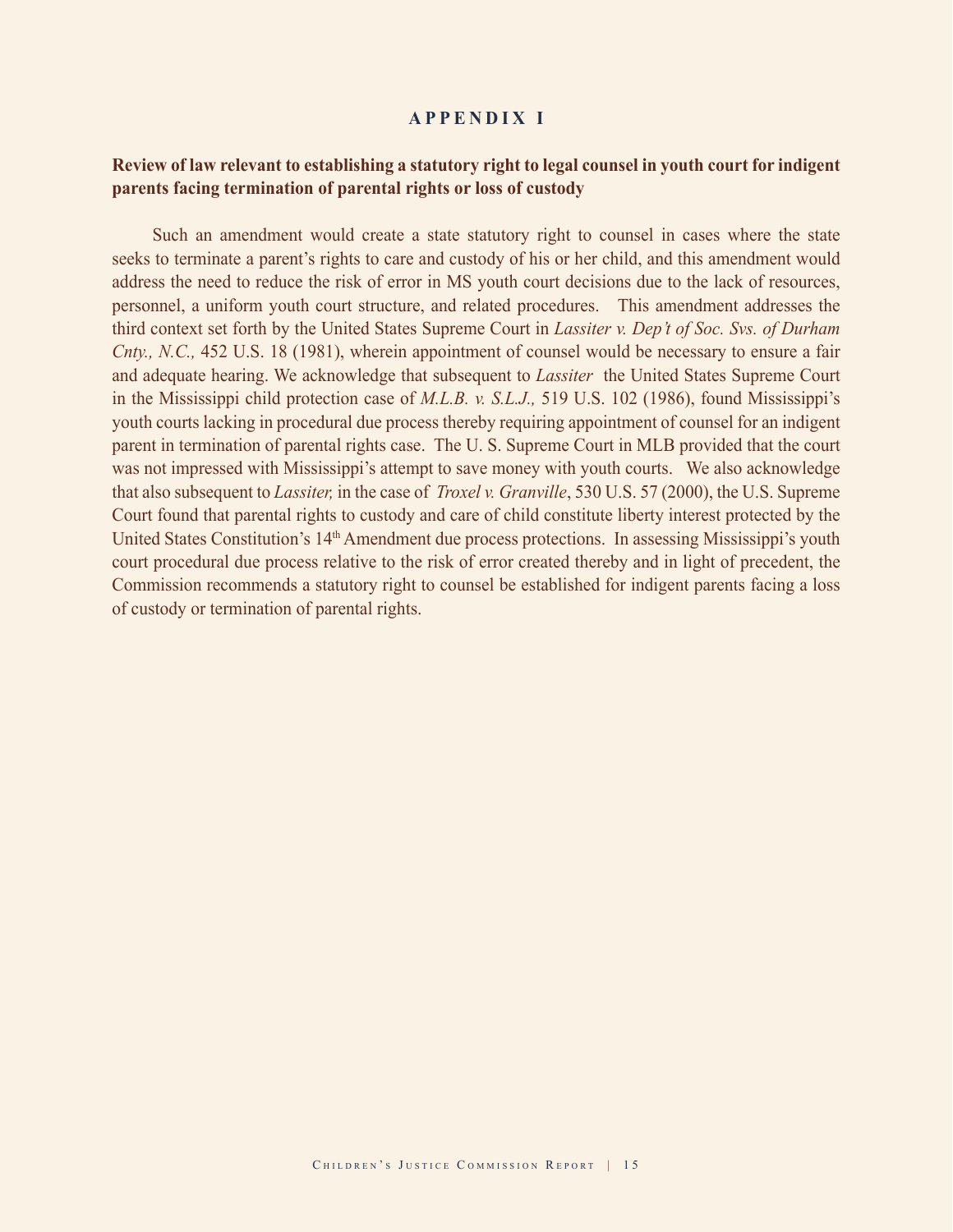# APPENDIX I

**Review of law relevant to establishing a statutory right to legal counsel in youth court for indigent parents facing termination of parental rights or loss of custody**

Such an amendment would create a state statutory right to counsel in cases where the state seeks to terminate a parent's rights to care and custody of his or her child, and this amendment would address the need to reduce the risk of error in MS youth court decisions due to the lack of resources, personnel, a uniform youth court structure, and related procedures. This amendment addresses the third context set forth by the United States Supreme Court in *Lassiter v. Dep't of Soc. Svs. of Durham Cnty., N.C.,* 452 U.S. 18 (1981), wherein appointment of counsel would be necessary to ensure a fair and adequate hearing. We acknowledge that subsequent to *Lassiter* the United States Supreme Court in the Mississippi child protection case of *M.L.B. v. S.L.J.,* 519 U.S. 102 (1986), found Mississippi's youth courts lacking in procedural due process thereby requiring appointment of counsel for an indigent parent in termination of parental rights case. The U. S. Supreme Court in MLB provided that the court was not impressed with Mississippi's attempt to save money with youth courts. We also acknowledge that also subsequent to *Lassiter,* in the case of *Troxel v. Granville*, 530 U.S. 57 (2000), the U.S. Supreme Court found that parental rights to custody and care of child constitute liberty interest protected by the United States Constitution's 14th Amendment due process protections. In assessing Mississippi's youth court procedural due process relative to the risk of error created thereby and in light of precedent, the Commission recommends a statutory right to counsel be established for indigent parents facing a loss of custody or termination of parental rights.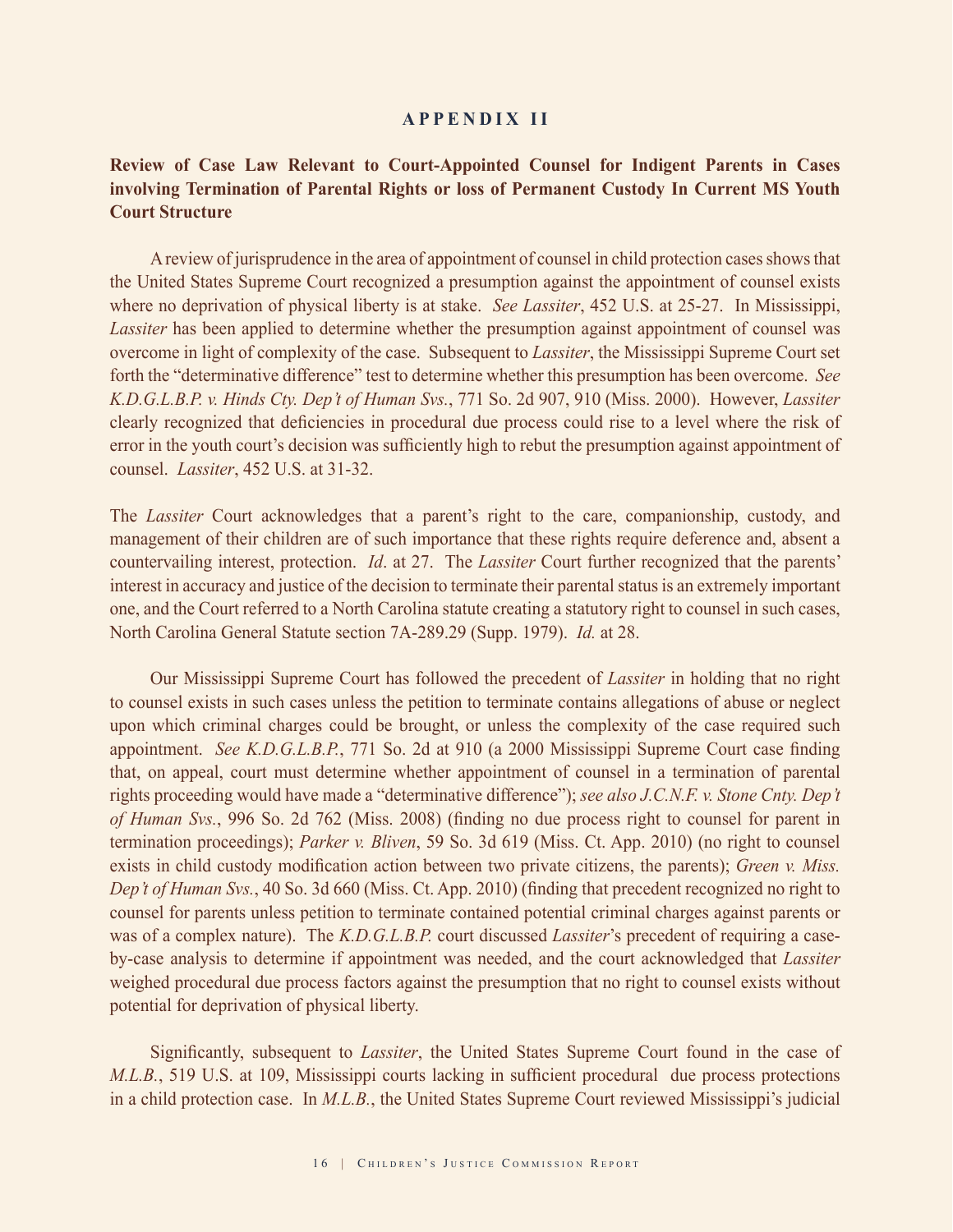## APPENDIX II

**Review of Case Law Relevant to Court-Appointed Counsel for Indigent Parents in Cases involving Termination of Parental Rights or loss of Permanent Custody In Current MS Youth Court Structure**

A review of jurisprudence in the area of appointment of counsel in child protection cases shows that the United States Supreme Court recognized a presumption against the appointment of counsel exists where no deprivation of physical liberty is at stake. *See Lassiter*, 452 U.S. at 25-27. In Mississippi, *Lassiter* has been applied to determine whether the presumption against appointment of counsel was overcome in light of complexity of the case. Subsequent to *Lassiter*, the Mississippi Supreme Court set forth the "determinative difference" test to determine whether this presumption has been overcome. *See K.D.G.L.B.P. v. Hinds Cty. Dep't of Human Svs.*, 771 So. 2d 907, 910 (Miss. 2000). However, *Lassiter* clearly recognized that deficiencies in procedural due process could rise to a level where the risk of error in the youth court's decision was sufficiently high to rebut the presumption against appointment of counsel. *Lassiter*, 452 U.S. at 31-32.

The *Lassiter* Court acknowledges that a parent's right to the care, companionship, custody, and management of their children are of such importance that these rights require deference and, absent a countervailing interest, protection. *Id*. at 27. The *Lassiter* Court further recognized that the parents' interest in accuracy and justice of the decision to terminate their parental status is an extremely important one, and the Court referred to a North Carolina statute creating a statutory right to counsel in such cases, North Carolina General Statute section 7A-289.29 (Supp. 1979). *Id.* at 28.

Our Mississippi Supreme Court has followed the precedent of *Lassiter* in holding that no right to counsel exists in such cases unless the petition to terminate contains allegations of abuse or neglect upon which criminal charges could be brought, or unless the complexity of the case required such appointment. *See K.D.G.L.B.P.*, 771 So. 2d at 910 (a 2000 Mississippi Supreme Court case finding that, on appeal, court must determine whether appointment of counsel in a termination of parental rights proceeding would have made a "determinative difference"); *see also J.C.N.F. v. Stone Cnty. Dep't of Human Svs.*, 996 So. 2d 762 (Miss. 2008) (finding no due process right to counsel for parent in termination proceedings); *Parker v. Bliven*, 59 So. 3d 619 (Miss. Ct. App. 2010) (no right to counsel exists in child custody modification action between two private citizens, the parents); *Green v. Miss. Dep't of Human Svs.*, 40 So. 3d 660 (Miss. Ct. App. 2010) (finding that precedent recognized no right to counsel for parents unless petition to terminate contained potential criminal charges against parents or was of a complex nature). The *K.D.G.L.B.P.* court discussed *Lassiter*'s precedent of requiring a case-by-case analysis to determine if appointment was needed, and the court acknowledged that *Lassiter* weighed procedural due process factors against the presumption that no right to counsel exists without potential for deprivation of physical liberty.

Significantly, subsequent to *Lassiter*, the United States Supreme Court found in the case of *M.L.B.*, 519 U.S. at 109, Mississippi courts lacking in sufficient procedural due process protections in a child protection case. In *M.L.B.*, the United States Supreme Court reviewed Mississippi's judicial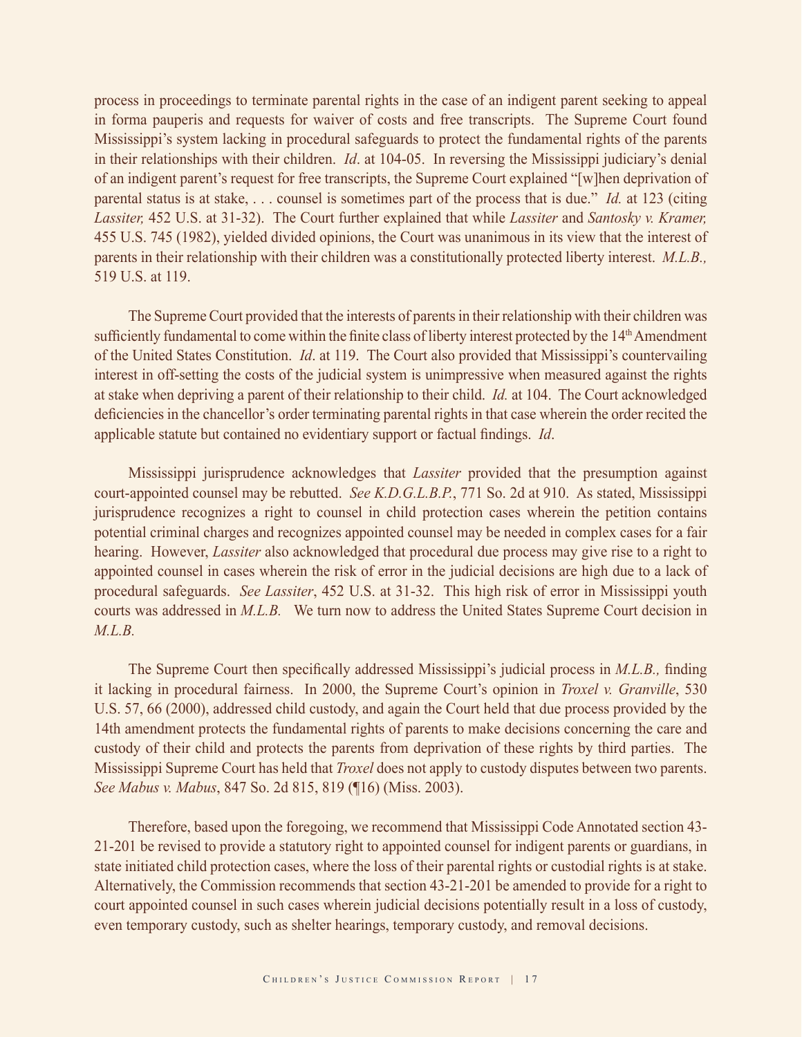process in proceedings to terminate parental rights in the case of an indigent parent seeking to appeal in forma pauperis and requests for waiver of costs and free transcripts. The Supreme Court found Mississippi's system lacking in procedural safeguards to protect the fundamental rights of the parents in their relationships with their children. *Id*. at 104-05. In reversing the Mississippi judiciary's denial of an indigent parent's request for free transcripts, the Supreme Court explained "[w]hen deprivation of parental status is at stake, . . . counsel is sometimes part of the process that is due." *Id.* at 123 (citing *Lassiter,* 452 U.S. at 31-32). The Court further explained that while *Lassiter* and *Santosky v. Kramer,* 455 U.S. 745 (1982), yielded divided opinions, the Court was unanimous in its view that the interest of parents in their relationship with their children was a constitutionally protected liberty interest. *M.L.B.,* 519 U.S. at 119.

The Supreme Court provided that the interests of parents in their relationship with their children was sufficiently fundamental to come within the finite class of liberty interest protected by the 14th Amendment of the United States Constitution. *Id*. at 119. The Court also provided that Mississippi's countervailing interest in off-setting the costs of the judicial system is unimpressive when measured against the rights at stake when depriving a parent of their relationship to their child. *Id.* at 104. The Court acknowledged deficiencies in the chancellor's order terminating parental rights in that case wherein the order recited the applicable statute but contained no evidentiary support or factual findings. *Id*.

Mississippi jurisprudence acknowledges that *Lassiter* provided that the presumption against court-appointed counsel may be rebutted. *See K.D.G.L.B.P.*, 771 So. 2d at 910. As stated, Mississippi jurisprudence recognizes a right to counsel in child protection cases wherein the petition contains potential criminal charges and recognizes appointed counsel may be needed in complex cases for a fair hearing. However, *Lassiter* also acknowledged that procedural due process may give rise to a right to appointed counsel in cases wherein the risk of error in the judicial decisions are high due to a lack of procedural safeguards. *See Lassiter*, 452 U.S. at 31-32. This high risk of error in Mississippi youth courts was addressed in *M.L.B.* We turn now to address the United States Supreme Court decision in *M.L.B.*

The Supreme Court then specifically addressed Mississippi's judicial process in *M.L.B.,* finding it lacking in procedural fairness. In 2000, the Supreme Court's opinion in *Troxel v. Granville*, 530 U.S. 57, 66 (2000), addressed child custody, and again the Court held that due process provided by the 14th amendment protects the fundamental rights of parents to make decisions concerning the care and custody of their child and protects the parents from deprivation of these rights by third parties. The Mississippi Supreme Court has held that *Troxel* does not apply to custody disputes between two parents. *See Mabus v. Mabus*, 847 So. 2d 815, 819 (¶16) (Miss. 2003).

Therefore, based upon the foregoing, we recommend that Mississippi Code Annotated section 43-21-201 be revised to provide a statutory right to appointed counsel for indigent parents or guardians, in state initiated child protection cases, where the loss of their parental rights or custodial rights is at stake. Alternatively, the Commission recommends that section 43-21-201 be amended to provide for a right to court appointed counsel in such cases wherein judicial decisions potentially result in a loss of custody, even temporary custody, such as shelter hearings, temporary custody, and removal decisions.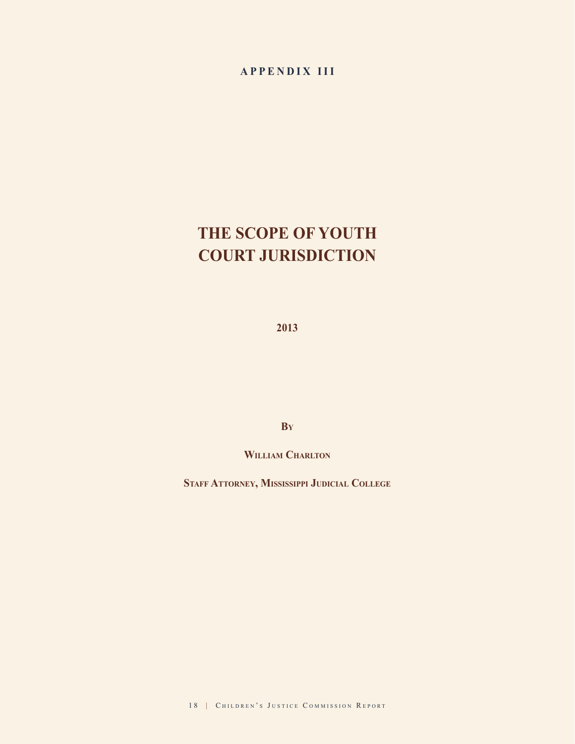**APPENDIX III**

# THE SCOPE OF YOUTH COURT JURISDICTION

**2013**

**By**

**William Charlton**

**Staff Attorney, Mississippi Judicial College**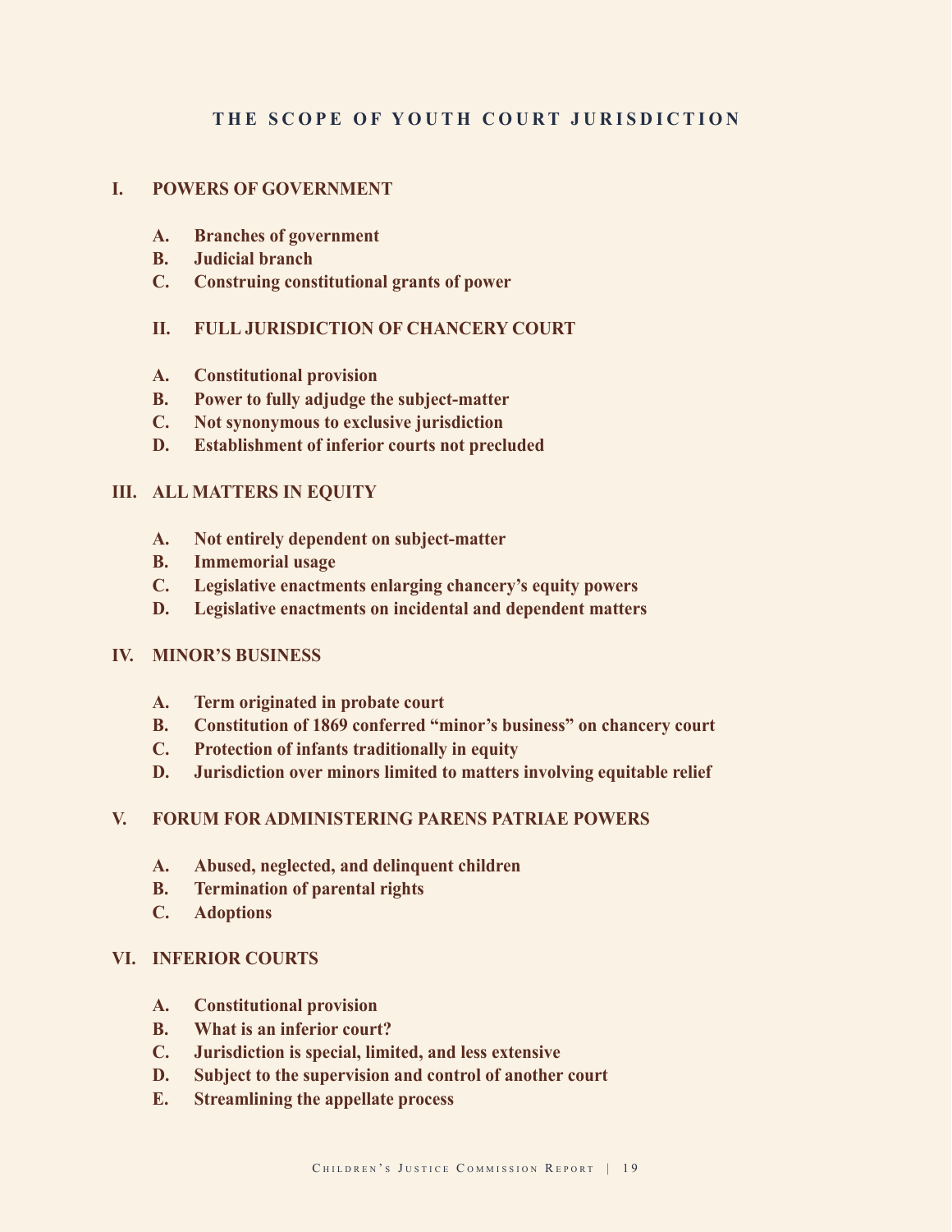# THE SCOPE OF YOUTH COURT JURISDICTION

## I. POWERS OF GOVERNMENT

- **A. Branches of government**
- **B. Judicial branch**
- **C. Construing constitutional grants of power**

## II. FULL JURISDICTION OF CHANCERY COURT

- **A. Constitutional provision**
- **B. Power to fully adjudge the subject-matter**
- **C. Not synonymous to exclusive jurisdiction**
- **D. Establishment of inferior courts not precluded**

## III. ALL MATTERS IN EQUITY

- **A. Not entirely dependent on subject-matter**
- **B. Immemorial usage**
- **C. Legislative enactments enlarging chancery's equity powers**
- **D. Legislative enactments on incidental and dependent matters**

## IV. MINOR'S BUSINESS

- **A. Term originated in probate court**
- **B. Constitution of 1869 conferred "minor's business" on chancery court**
- **C. Protection of infants traditionally in equity**
- **D. Jurisdiction over minors limited to matters involving equitable relief**

## V. FORUM FOR ADMINISTERING PARENS PATRIAE POWERS

- **A. Abused, neglected, and delinquent children**
- **B. Termination of parental rights**
- **C. Adoptions**

## VI. INFERIOR COURTS

- **A. Constitutional provision**
- **B. What is an inferior court?**
- **C. Jurisdiction is special, limited, and less extensive**
- **D. Subject to the supervision and control of another court**
- **E. Streamlining the appellate process**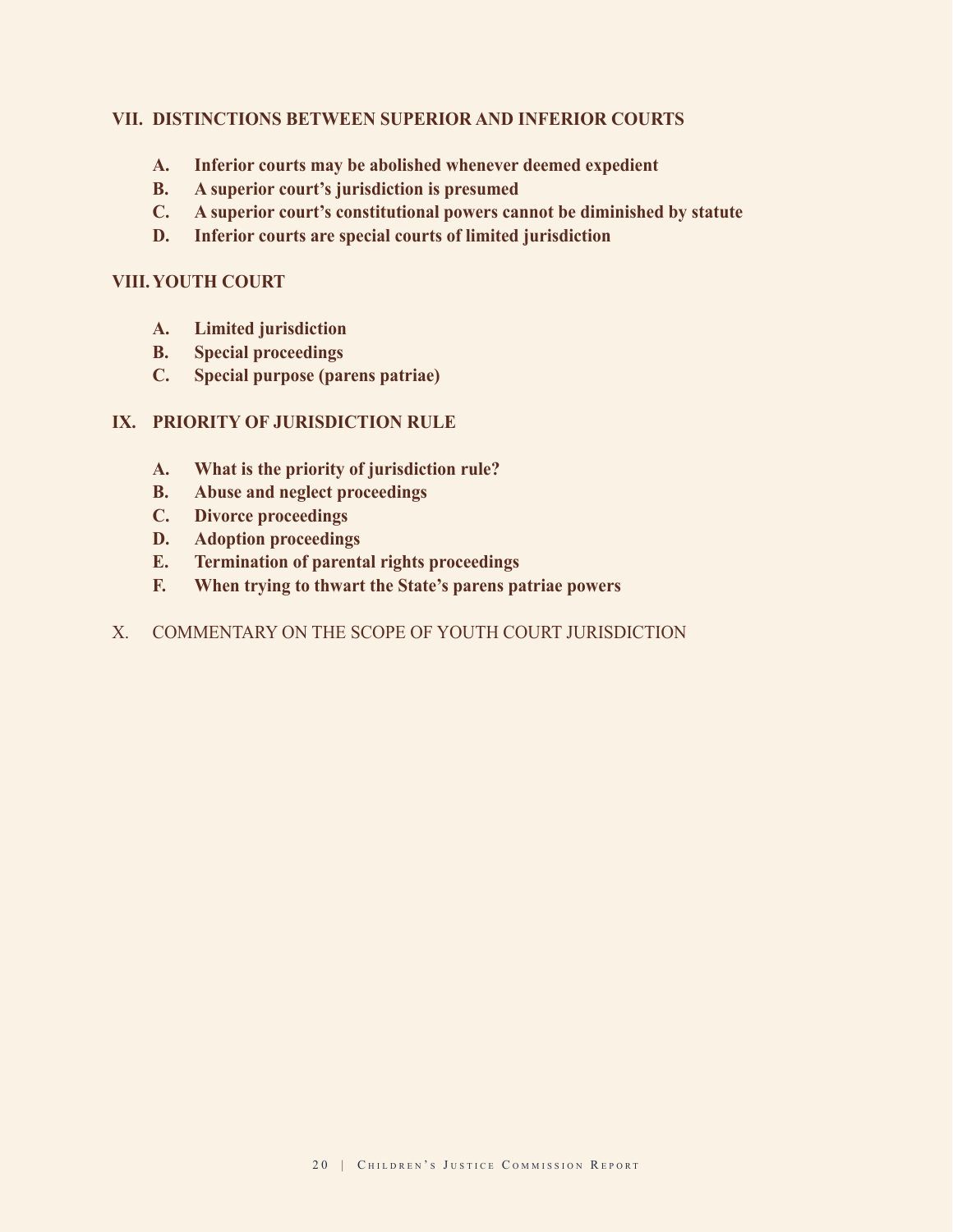**VII. DISTINCTIONS BETWEEN SUPERIOR AND INFERIOR COURTS**

- **A. Inferior courts may be abolished whenever deemed expedient**
- **B. A superior court's jurisdiction is presumed**
- **C. A superior court's constitutional powers cannot be diminished by statute**
- **D. Inferior courts are special courts of limited jurisdiction**

**VIII. YOUTH COURT**

- **A. Limited jurisdiction**
- **B. Special proceedings**
- **C. Special purpose (parens patriae)**

**IX. PRIORITY OF JURISDICTION RULE**

- **A. What is the priority of jurisdiction rule?**
- **B. Abuse and neglect proceedings**
- **C. Divorce proceedings**
- **D. Adoption proceedings**
- **E. Termination of parental rights proceedings**
- **F. When trying to thwart the State's parens patriae powers**

X. COMMENTARY ON THE SCOPE OF YOUTH COURT JURISDICTION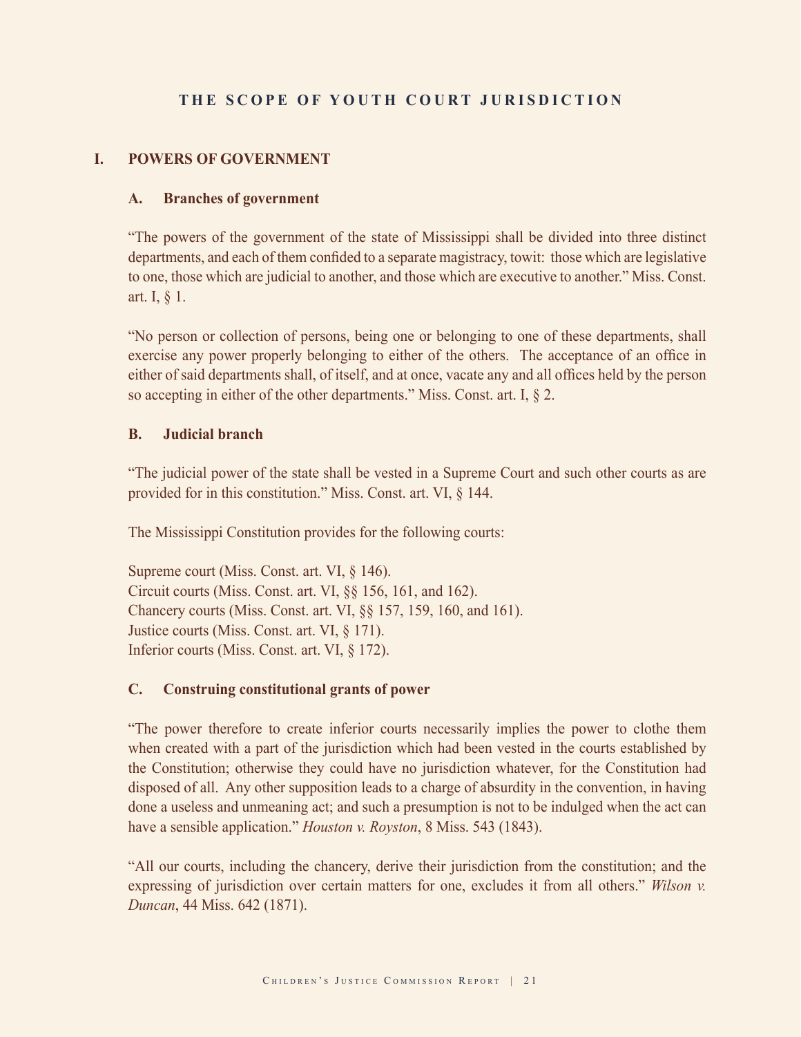# THE SCOPE OF YOUTH COURT JURISDICTION

## I. POWERS OF GOVERNMENT

### A. Branches of government

"The powers of the government of the state of Mississippi shall be divided into three distinct departments, and each of them confided to a separate magistracy, towit: those which are legislative to one, those which are judicial to another, and those which are executive to another." Miss. Const. art. I, § 1.

"No person or collection of persons, being one or belonging to one of these departments, shall exercise any power properly belonging to either of the others. The acceptance of an office in either of said departments shall, of itself, and at once, vacate any and all offices held by the person so accepting in either of the other departments." Miss. Const. art. I, § 2.

### B. Judicial branch

"The judicial power of the state shall be vested in a Supreme Court and such other courts as are provided for in this constitution." Miss. Const. art. VI, § 144.

The Mississippi Constitution provides for the following courts:

Supreme court (Miss. Const. art. VI, § 146).
Circuit courts (Miss. Const. art. VI, §§ 156, 161, and 162).
Chancery courts (Miss. Const. art. VI, §§ 157, 159, 160, and 161).
Justice courts (Miss. Const. art. VI, § 171).
Inferior courts (Miss. Const. art. VI, § 172).

### C. Construing constitutional grants of power

"The power therefore to create inferior courts necessarily implies the power to clothe them when created with a part of the jurisdiction which had been vested in the courts established by the Constitution; otherwise they could have no jurisdiction whatever, for the Constitution had disposed of all. Any other supposition leads to a charge of absurdity in the convention, in having done a useless and unmeaning act; and such a presumption is not to be indulged when the act can have a sensible application." *Houston v. Royston*, 8 Miss. 543 (1843).

"All our courts, including the chancery, derive their jurisdiction from the constitution; and the expressing of jurisdiction over certain matters for one, excludes it from all others." *Wilson v. Duncan*, 44 Miss. 642 (1871).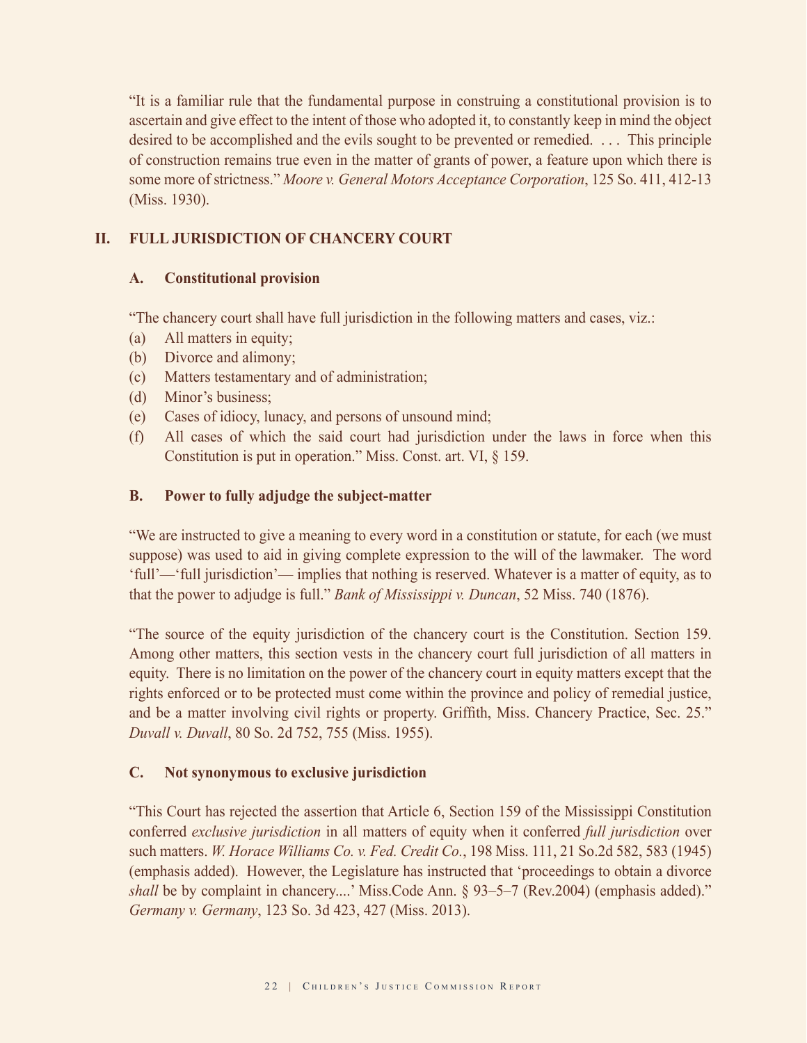"It is a familiar rule that the fundamental purpose in construing a constitutional provision is to ascertain and give effect to the intent of those who adopted it, to constantly keep in mind the object desired to be accomplished and the evils sought to be prevented or remedied. . . . This principle of construction remains true even in the matter of grants of power, a feature upon which there is some more of strictness." *Moore v. General Motors Acceptance Corporation*, 125 So. 411, 412-13 (Miss. 1930).

## II. FULL JURISDICTION OF CHANCERY COURT

### A. Constitutional provision

"The chancery court shall have full jurisdiction in the following matters and cases, viz.:

(a) All matters in equity;
(b) Divorce and alimony;
(c) Matters testamentary and of administration;
(d) Minor's business;
(e) Cases of idiocy, lunacy, and persons of unsound mind;
(f) All cases of which the said court had jurisdiction under the laws in force when this Constitution is put in operation." Miss. Const. art. VI, § 159.

### B. Power to fully adjudge the subject-matter

"We are instructed to give a meaning to every word in a constitution or statute, for each (we must suppose) was used to aid in giving complete expression to the will of the lawmaker. The word 'full'—'full jurisdiction'— implies that nothing is reserved. Whatever is a matter of equity, as to that the power to adjudge is full." *Bank of Mississippi v. Duncan*, 52 Miss. 740 (1876).

"The source of the equity jurisdiction of the chancery court is the Constitution. Section 159. Among other matters, this section vests in the chancery court full jurisdiction of all matters in equity. There is no limitation on the power of the chancery court in equity matters except that the rights enforced or to be protected must come within the province and policy of remedial justice, and be a matter involving civil rights or property. Griffith, Miss. Chancery Practice, Sec. 25." *Duvall v. Duvall*, 80 So. 2d 752, 755 (Miss. 1955).

### C. Not synonymous to exclusive jurisdiction

"This Court has rejected the assertion that Article 6, Section 159 of the Mississippi Constitution conferred *exclusive jurisdiction* in all matters of equity when it conferred *full jurisdiction* over such matters. *W. Horace Williams Co. v. Fed. Credit Co.*, 198 Miss. 111, 21 So.2d 582, 583 (1945) (emphasis added). However, the Legislature has instructed that 'proceedings to obtain a divorce *shall* be by complaint in chancery....' Miss.Code Ann. § 93–5–7 (Rev.2004) (emphasis added)." *Germany v. Germany*, 123 So. 3d 423, 427 (Miss. 2013).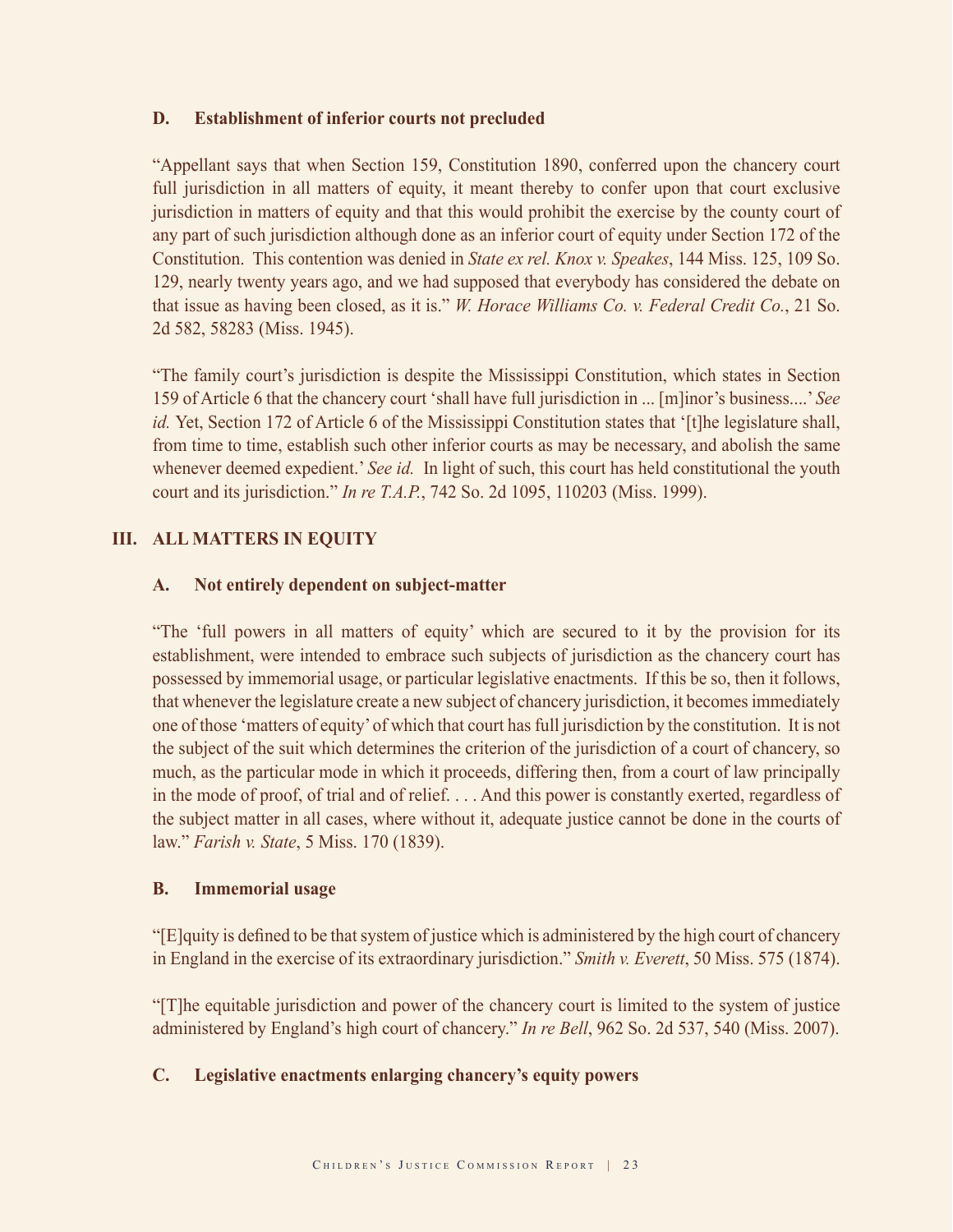### D. Establishment of inferior courts not precluded

"Appellant says that when Section 159, Constitution 1890, conferred upon the chancery court full jurisdiction in all matters of equity, it meant thereby to confer upon that court exclusive jurisdiction in matters of equity and that this would prohibit the exercise by the county court of any part of such jurisdiction although done as an inferior court of equity under Section 172 of the Constitution. This contention was denied in *State ex rel. Knox v. Speakes*, 144 Miss. 125, 109 So. 129, nearly twenty years ago, and we had supposed that everybody has considered the debate on that issue as having been closed, as it is." *W. Horace Williams Co. v. Federal Credit Co.*, 21 So. 2d 582, 58283 (Miss. 1945).

"The family court's jurisdiction is despite the Mississippi Constitution, which states in Section 159 of Article 6 that the chancery court 'shall have full jurisdiction in ... [m]inor's business....' *See id.* Yet, Section 172 of Article 6 of the Mississippi Constitution states that '[t]he legislature shall, from time to time, establish such other inferior courts as may be necessary, and abolish the same whenever deemed expedient.' *See id.* In light of such, this court has held constitutional the youth court and its jurisdiction." *In re T.A.P.*, 742 So. 2d 1095, 110203 (Miss. 1999).

## III. ALL MATTERS IN EQUITY

### A. Not entirely dependent on subject-matter

"The 'full powers in all matters of equity' which are secured to it by the provision for its establishment, were intended to embrace such subjects of jurisdiction as the chancery court has possessed by immemorial usage, or particular legislative enactments. If this be so, then it follows, that whenever the legislature create a new subject of chancery jurisdiction, it becomes immediately one of those 'matters of equity' of which that court has full jurisdiction by the constitution. It is not the subject of the suit which determines the criterion of the jurisdiction of a court of chancery, so much, as the particular mode in which it proceeds, differing then, from a court of law principally in the mode of proof, of trial and of relief. . . . And this power is constantly exerted, regardless of the subject matter in all cases, where without it, adequate justice cannot be done in the courts of law." *Farish v. State*, 5 Miss. 170 (1839).

### B. Immemorial usage

"[E]quity is defined to be that system of justice which is administered by the high court of chancery in England in the exercise of its extraordinary jurisdiction." *Smith v. Everett*, 50 Miss. 575 (1874).

"[T]he equitable jurisdiction and power of the chancery court is limited to the system of justice administered by England's high court of chancery." *In re Bell*, 962 So. 2d 537, 540 (Miss. 2007).

### C. Legislative enactments enlarging chancery's equity powers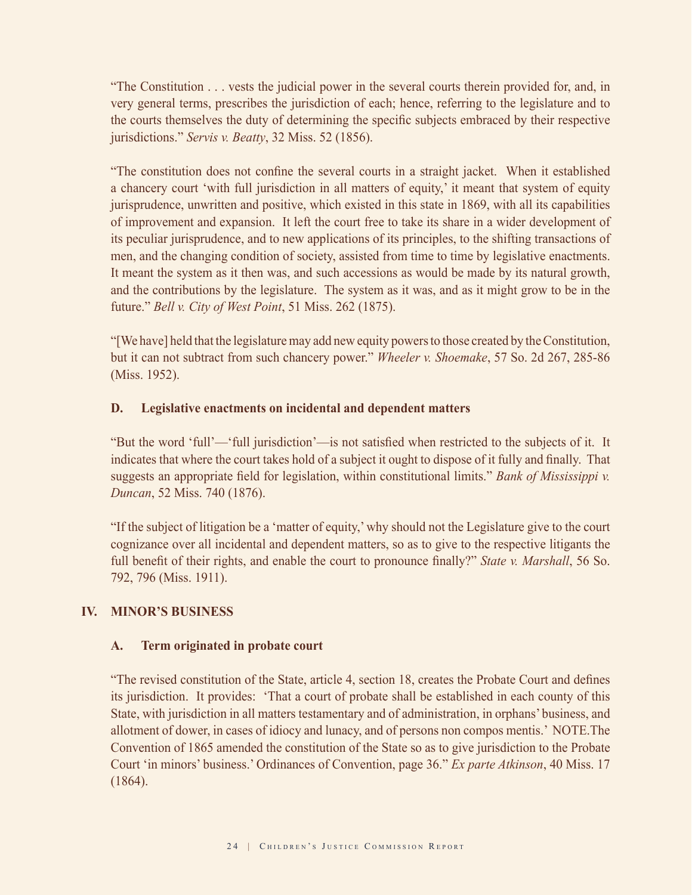"The Constitution . . . vests the judicial power in the several courts therein provided for, and, in very general terms, prescribes the jurisdiction of each; hence, referring to the legislature and to the courts themselves the duty of determining the specific subjects embraced by their respective jurisdictions." *Servis v. Beatty*, 32 Miss. 52 (1856).

"The constitution does not confine the several courts in a straight jacket. When it established a chancery court 'with full jurisdiction in all matters of equity,' it meant that system of equity jurisprudence, unwritten and positive, which existed in this state in 1869, with all its capabilities of improvement and expansion. It left the court free to take its share in a wider development of its peculiar jurisprudence, and to new applications of its principles, to the shifting transactions of men, and the changing condition of society, assisted from time to time by legislative enactments. It meant the system as it then was, and such accessions as would be made by its natural growth, and the contributions by the legislature. The system as it was, and as it might grow to be in the future." *Bell v. City of West Point*, 51 Miss. 262 (1875).

"[We have] held that the legislature may add new equity powers to those created by the Constitution, but it can not subtract from such chancery power." *Wheeler v. Shoemake*, 57 So. 2d 267, 285-86 (Miss. 1952).

### D. Legislative enactments on incidental and dependent matters

"But the word 'full'—'full jurisdiction'—is not satisfied when restricted to the subjects of it. It indicates that where the court takes hold of a subject it ought to dispose of it fully and finally. That suggests an appropriate field for legislation, within constitutional limits." *Bank of Mississippi v. Duncan*, 52 Miss. 740 (1876).

"If the subject of litigation be a 'matter of equity,' why should not the Legislature give to the court cognizance over all incidental and dependent matters, so as to give to the respective litigants the full benefit of their rights, and enable the court to pronounce finally?" *State v. Marshall*, 56 So. 792, 796 (Miss. 1911).

## IV. MINOR'S BUSINESS

### A. Term originated in probate court

"The revised constitution of the State, article 4, section 18, creates the Probate Court and defines its jurisdiction. It provides: 'That a court of probate shall be established in each county of this State, with jurisdiction in all matters testamentary and of administration, in orphans' business, and allotment of dower, in cases of idiocy and lunacy, and of persons non compos mentis.' NOTE.The Convention of 1865 amended the constitution of the State so as to give jurisdiction to the Probate Court 'in minors' business.' Ordinances of Convention, page 36." *Ex parte Atkinson*, 40 Miss. 17 (1864).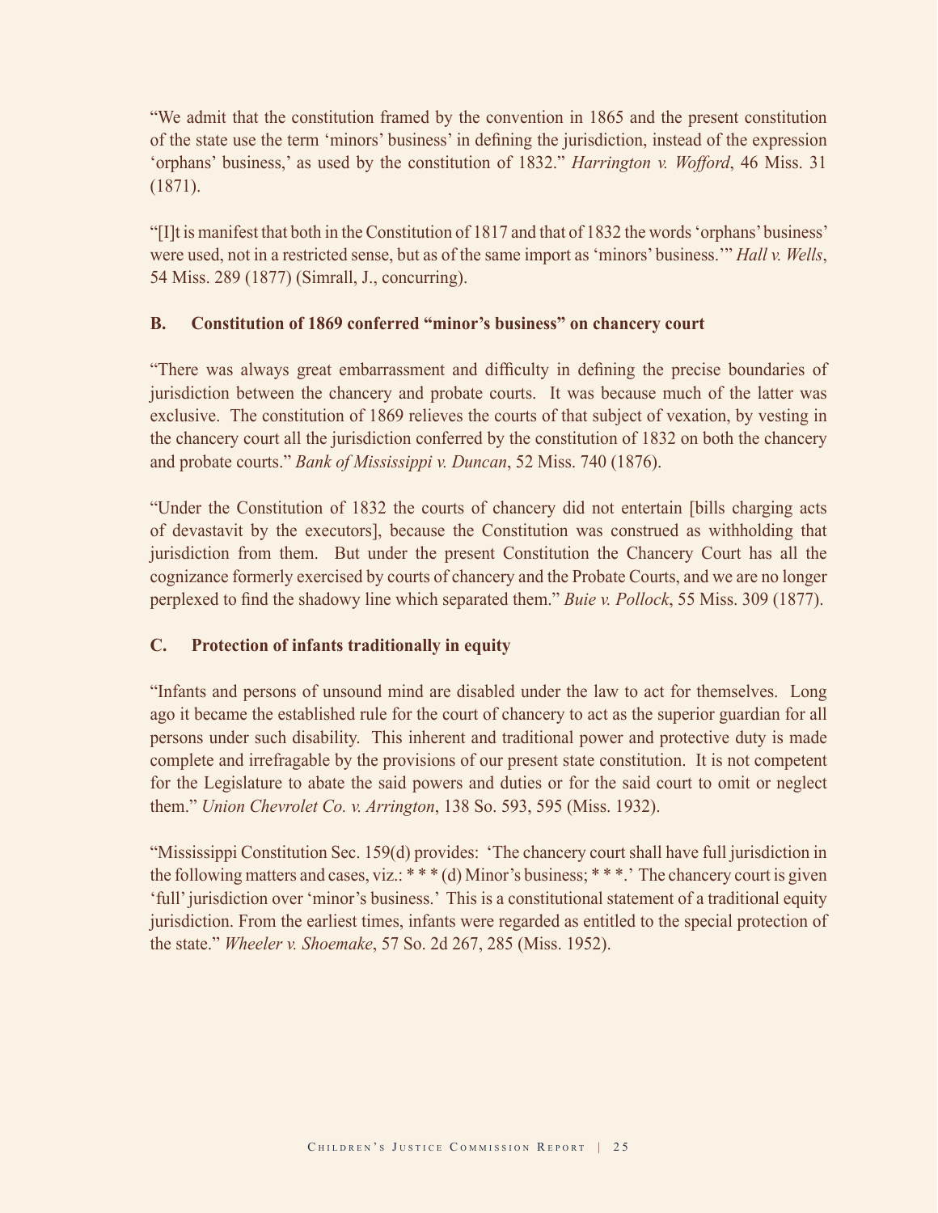"We admit that the constitution framed by the convention in 1865 and the present constitution of the state use the term 'minors' business' in defining the jurisdiction, instead of the expression 'orphans' business,' as used by the constitution of 1832." *Harrington v. Wofford*, 46 Miss. 31 (1871).

"[I]t is manifest that both in the Constitution of 1817 and that of 1832 the words 'orphans' business' were used, not in a restricted sense, but as of the same import as 'minors' business.'" *Hall v. Wells*, 54 Miss. 289 (1877) (Simrall, J., concurring).

### B. Constitution of 1869 conferred "minor's business" on chancery court

"There was always great embarrassment and difficulty in defining the precise boundaries of jurisdiction between the chancery and probate courts. It was because much of the latter was exclusive. The constitution of 1869 relieves the courts of that subject of vexation, by vesting in the chancery court all the jurisdiction conferred by the constitution of 1832 on both the chancery and probate courts." *Bank of Mississippi v. Duncan*, 52 Miss. 740 (1876).

"Under the Constitution of 1832 the courts of chancery did not entertain [bills charging acts of devastavit by the executors], because the Constitution was construed as withholding that jurisdiction from them. But under the present Constitution the Chancery Court has all the cognizance formerly exercised by courts of chancery and the Probate Courts, and we are no longer perplexed to find the shadowy line which separated them." *Buie v. Pollock*, 55 Miss. 309 (1877).

### C. Protection of infants traditionally in equity

"Infants and persons of unsound mind are disabled under the law to act for themselves. Long ago it became the established rule for the court of chancery to act as the superior guardian for all persons under such disability. This inherent and traditional power and protective duty is made complete and irrefragable by the provisions of our present state constitution. It is not competent for the Legislature to abate the said powers and duties or for the said court to omit or neglect them." *Union Chevrolet Co. v. Arrington*, 138 So. 593, 595 (Miss. 1932).

"Mississippi Constitution Sec. 159(d) provides: 'The chancery court shall have full jurisdiction in the following matters and cases, viz.: * * * (d) Minor's business; * * *.' The chancery court is given 'full' jurisdiction over 'minor's business.' This is a constitutional statement of a traditional equity jurisdiction. From the earliest times, infants were regarded as entitled to the special protection of the state." *Wheeler v. Shoemake*, 57 So. 2d 267, 285 (Miss. 1952).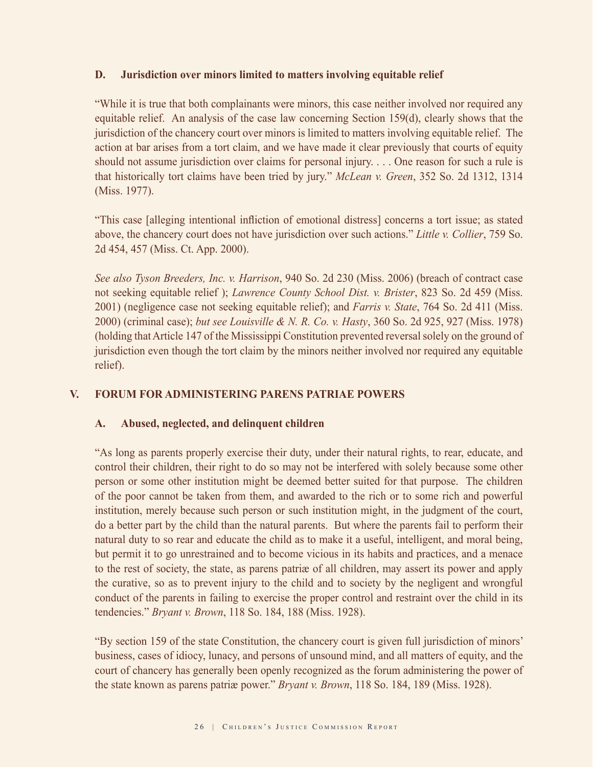### D. Jurisdiction over minors limited to matters involving equitable relief

"While it is true that both complainants were minors, this case neither involved nor required any equitable relief. An analysis of the case law concerning Section 159(d), clearly shows that the jurisdiction of the chancery court over minors is limited to matters involving equitable relief. The action at bar arises from a tort claim, and we have made it clear previously that courts of equity should not assume jurisdiction over claims for personal injury. . . . One reason for such a rule is that historically tort claims have been tried by jury." *McLean v. Green*, 352 So. 2d 1312, 1314 (Miss. 1977).

"This case [alleging intentional infliction of emotional distress] concerns a tort issue; as stated above, the chancery court does not have jurisdiction over such actions." *Little v. Collier*, 759 So. 2d 454, 457 (Miss. Ct. App. 2000).

*See also Tyson Breeders, Inc. v. Harrison*, 940 So. 2d 230 (Miss. 2006) (breach of contract case not seeking equitable relief ); *Lawrence County School Dist. v. Brister*, 823 So. 2d 459 (Miss. 2001) (negligence case not seeking equitable relief); and *Farris v. State*, 764 So. 2d 411 (Miss. 2000) (criminal case); *but see Louisville & N. R. Co. v. Hasty*, 360 So. 2d 925, 927 (Miss. 1978) (holding that Article 147 of the Mississippi Constitution prevented reversal solely on the ground of jurisdiction even though the tort claim by the minors neither involved nor required any equitable relief).

## V. FORUM FOR ADMINISTERING PARENS PATRIAE POWERS

### A. Abused, neglected, and delinquent children

"As long as parents properly exercise their duty, under their natural rights, to rear, educate, and control their children, their right to do so may not be interfered with solely because some other person or some other institution might be deemed better suited for that purpose. The children of the poor cannot be taken from them, and awarded to the rich or to some rich and powerful institution, merely because such person or such institution might, in the judgment of the court, do a better part by the child than the natural parents. But where the parents fail to perform their natural duty to so rear and educate the child as to make it a useful, intelligent, and moral being, but permit it to go unrestrained and to become vicious in its habits and practices, and a menace to the rest of society, the state, as parens patriæ of all children, may assert its power and apply the curative, so as to prevent injury to the child and to society by the negligent and wrongful conduct of the parents in failing to exercise the proper control and restraint over the child in its tendencies." *Bryant v. Brown*, 118 So. 184, 188 (Miss. 1928).

"By section 159 of the state Constitution, the chancery court is given full jurisdiction of minors' business, cases of idiocy, lunacy, and persons of unsound mind, and all matters of equity, and the court of chancery has generally been openly recognized as the forum administering the power of the state known as parens patriæ power." *Bryant v. Brown*, 118 So. 184, 189 (Miss. 1928).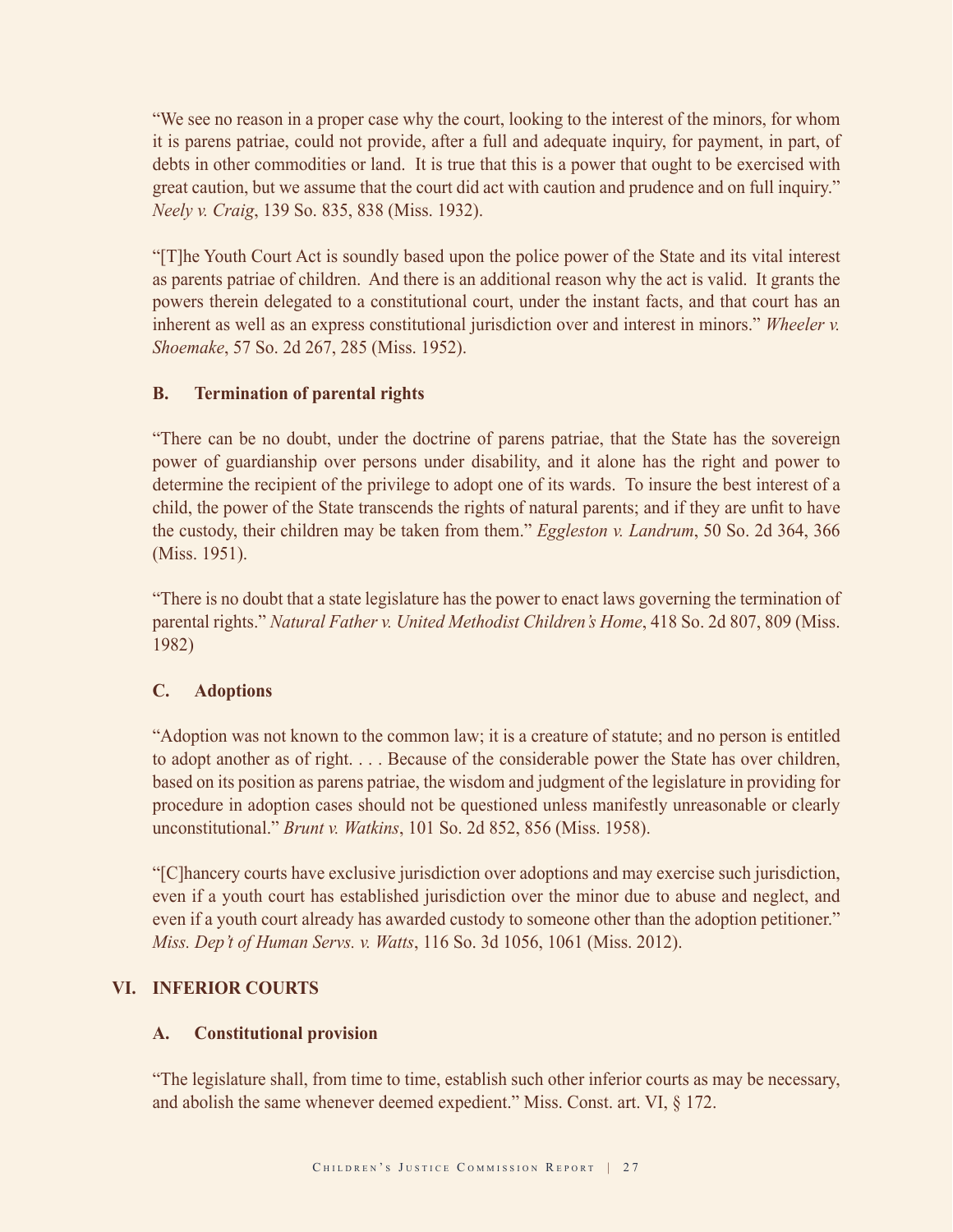"We see no reason in a proper case why the court, looking to the interest of the minors, for whom it is parens patriae, could not provide, after a full and adequate inquiry, for payment, in part, of debts in other commodities or land. It is true that this is a power that ought to be exercised with great caution, but we assume that the court did act with caution and prudence and on full inquiry." *Neely v. Craig*, 139 So. 835, 838 (Miss. 1932).

"[T]he Youth Court Act is soundly based upon the police power of the State and its vital interest as parents patriae of children. And there is an additional reason why the act is valid. It grants the powers therein delegated to a constitutional court, under the instant facts, and that court has an inherent as well as an express constitutional jurisdiction over and interest in minors." *Wheeler v. Shoemake*, 57 So. 2d 267, 285 (Miss. 1952).

### B. Termination of parental rights

"There can be no doubt, under the doctrine of parens patriae, that the State has the sovereign power of guardianship over persons under disability, and it alone has the right and power to determine the recipient of the privilege to adopt one of its wards. To insure the best interest of a child, the power of the State transcends the rights of natural parents; and if they are unfit to have the custody, their children may be taken from them." *Eggleston v. Landrum*, 50 So. 2d 364, 366 (Miss. 1951).

"There is no doubt that a state legislature has the power to enact laws governing the termination of parental rights." *Natural Father v. United Methodist Children's Home*, 418 So. 2d 807, 809 (Miss. 1982)

### C. Adoptions

"Adoption was not known to the common law; it is a creature of statute; and no person is entitled to adopt another as of right. . . . Because of the considerable power the State has over children, based on its position as parens patriae, the wisdom and judgment of the legislature in providing for procedure in adoption cases should not be questioned unless manifestly unreasonable or clearly unconstitutional." *Brunt v. Watkins*, 101 So. 2d 852, 856 (Miss. 1958).

"[C]hancery courts have exclusive jurisdiction over adoptions and may exercise such jurisdiction, even if a youth court has established jurisdiction over the minor due to abuse and neglect, and even if a youth court already has awarded custody to someone other than the adoption petitioner." *Miss. Dep't of Human Servs. v. Watts*, 116 So. 3d 1056, 1061 (Miss. 2012).

## VI. INFERIOR COURTS

### A. Constitutional provision

"The legislature shall, from time to time, establish such other inferior courts as may be necessary, and abolish the same whenever deemed expedient." Miss. Const. art. VI, § 172.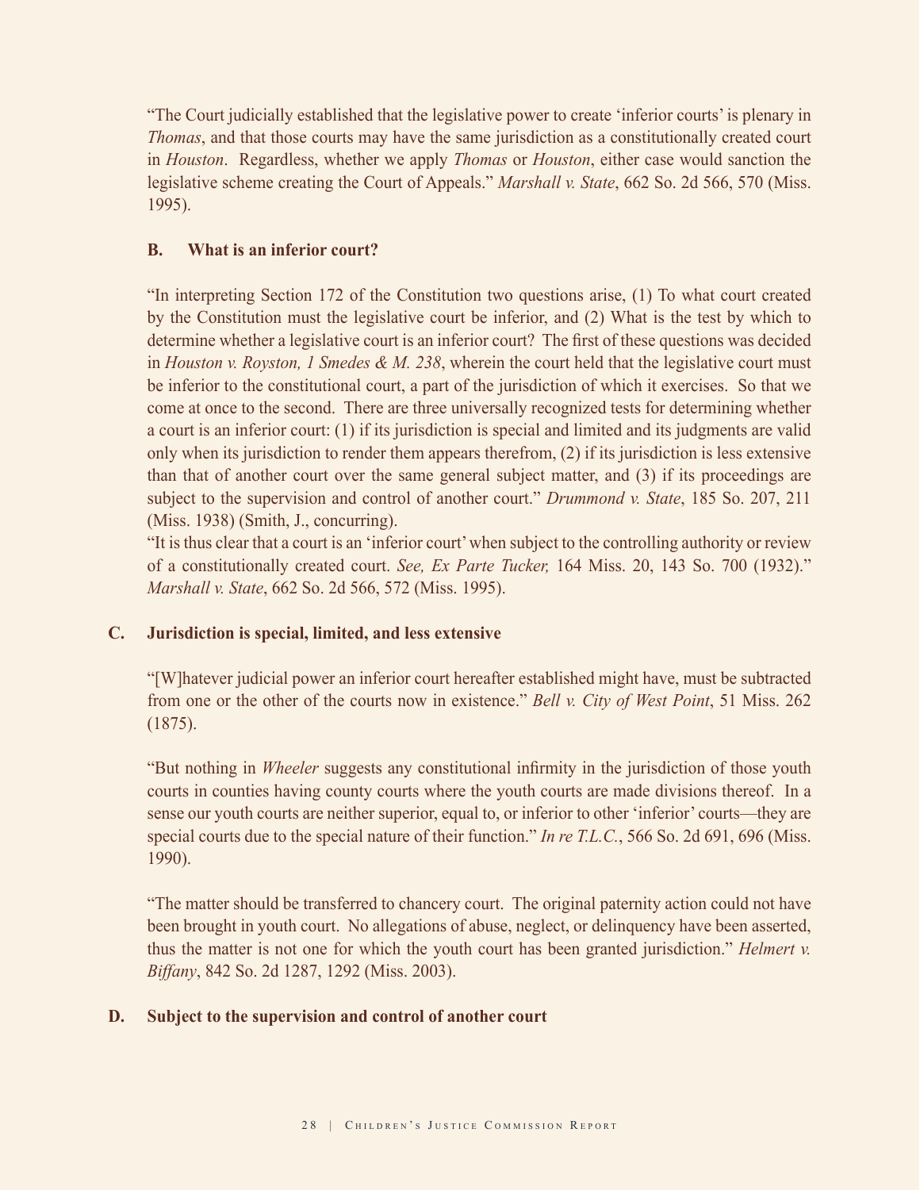"The Court judicially established that the legislative power to create 'inferior courts' is plenary in *Thomas*, and that those courts may have the same jurisdiction as a constitutionally created court in *Houston*. Regardless, whether we apply *Thomas* or *Houston*, either case would sanction the legislative scheme creating the Court of Appeals." *Marshall v. State*, 662 So. 2d 566, 570 (Miss. 1995).

### B. What is an inferior court?

"In interpreting Section 172 of the Constitution two questions arise, (1) To what court created by the Constitution must the legislative court be inferior, and (2) What is the test by which to determine whether a legislative court is an inferior court? The first of these questions was decided in *Houston v. Royston, 1 Smedes & M. 238*, wherein the court held that the legislative court must be inferior to the constitutional court, a part of the jurisdiction of which it exercises. So that we come at once to the second. There are three universally recognized tests for determining whether a court is an inferior court: (1) if its jurisdiction is special and limited and its judgments are valid only when its jurisdiction to render them appears therefrom, (2) if its jurisdiction is less extensive than that of another court over the same general subject matter, and (3) if its proceedings are subject to the supervision and control of another court." *Drummond v. State*, 185 So. 207, 211 (Miss. 1938) (Smith, J., concurring).

"It is thus clear that a court is an 'inferior court' when subject to the controlling authority or review of a constitutionally created court. *See, Ex Parte Tucker,* 164 Miss. 20, 143 So. 700 (1932)." *Marshall v. State*, 662 So. 2d 566, 572 (Miss. 1995).

### C. Jurisdiction is special, limited, and less extensive

"[W]hatever judicial power an inferior court hereafter established might have, must be subtracted from one or the other of the courts now in existence." *Bell v. City of West Point*, 51 Miss. 262 (1875).

"But nothing in *Wheeler* suggests any constitutional infirmity in the jurisdiction of those youth courts in counties having county courts where the youth courts are made divisions thereof. In a sense our youth courts are neither superior, equal to, or inferior to other 'inferior' courts—they are special courts due to the special nature of their function." *In re T.L.C.*, 566 So. 2d 691, 696 (Miss. 1990).

"The matter should be transferred to chancery court. The original paternity action could not have been brought in youth court. No allegations of abuse, neglect, or delinquency have been asserted, thus the matter is not one for which the youth court has been granted jurisdiction." *Helmert v. Biffany*, 842 So. 2d 1287, 1292 (Miss. 2003).

### D. Subject to the supervision and control of another court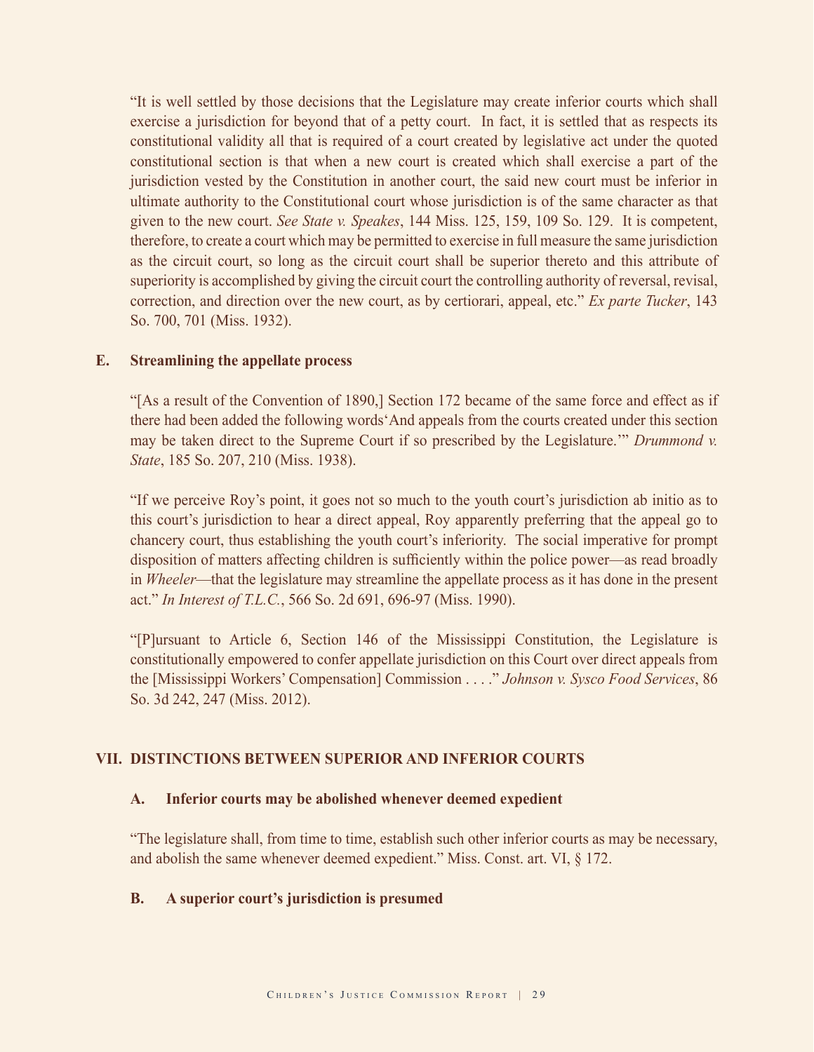"It is well settled by those decisions that the Legislature may create inferior courts which shall exercise a jurisdiction for beyond that of a petty court. In fact, it is settled that as respects its constitutional validity all that is required of a court created by legislative act under the quoted constitutional section is that when a new court is created which shall exercise a part of the jurisdiction vested by the Constitution in another court, the said new court must be inferior in ultimate authority to the Constitutional court whose jurisdiction is of the same character as that given to the new court. *See State v. Speakes*, 144 Miss. 125, 159, 109 So. 129. It is competent, therefore, to create a court which may be permitted to exercise in full measure the same jurisdiction as the circuit court, so long as the circuit court shall be superior thereto and this attribute of superiority is accomplished by giving the circuit court the controlling authority of reversal, revisal, correction, and direction over the new court, as by certiorari, appeal, etc." *Ex parte Tucker*, 143 So. 700, 701 (Miss. 1932).

### E. Streamlining the appellate process

"[As a result of the Convention of 1890,] Section 172 became of the same force and effect as if there had been added the following words'And appeals from the courts created under this section may be taken direct to the Supreme Court if so prescribed by the Legislature.'" *Drummond v. State*, 185 So. 207, 210 (Miss. 1938).

"If we perceive Roy's point, it goes not so much to the youth court's jurisdiction ab initio as to this court's jurisdiction to hear a direct appeal, Roy apparently preferring that the appeal go to chancery court, thus establishing the youth court's inferiority. The social imperative for prompt disposition of matters affecting children is sufficiently within the police power—as read broadly in *Wheeler*—that the legislature may streamline the appellate process as it has done in the present act." *In Interest of T.L.C.*, 566 So. 2d 691, 696-97 (Miss. 1990).

"[P]ursuant to Article 6, Section 146 of the Mississippi Constitution, the Legislature is constitutionally empowered to confer appellate jurisdiction on this Court over direct appeals from the [Mississippi Workers' Compensation] Commission . . . ." *Johnson v. Sysco Food Services*, 86 So. 3d 242, 247 (Miss. 2012).

## VII. DISTINCTIONS BETWEEN SUPERIOR AND INFERIOR COURTS

### A. Inferior courts may be abolished whenever deemed expedient

"The legislature shall, from time to time, establish such other inferior courts as may be necessary, and abolish the same whenever deemed expedient." Miss. Const. art. VI, § 172.

### B. A superior court's jurisdiction is presumed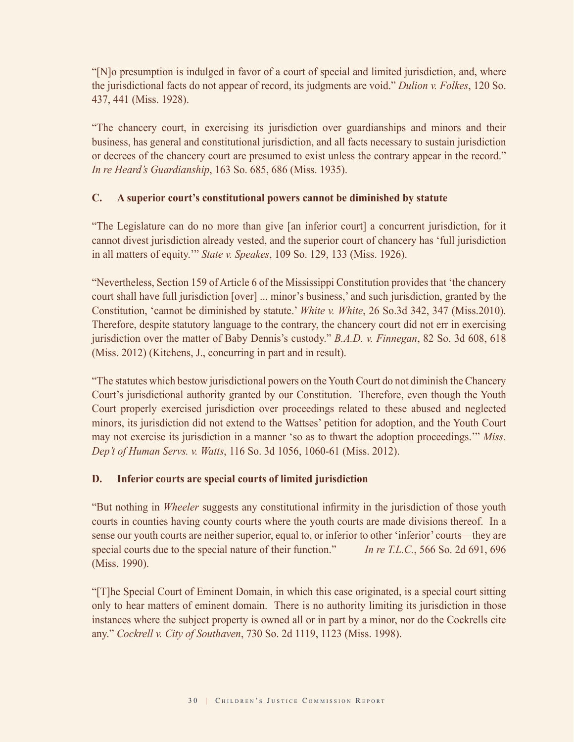"[N]o presumption is indulged in favor of a court of special and limited jurisdiction, and, where the jurisdictional facts do not appear of record, its judgments are void." *Dulion v. Folkes*, 120 So. 437, 441 (Miss. 1928).

"The chancery court, in exercising its jurisdiction over guardianships and minors and their business, has general and constitutional jurisdiction, and all facts necessary to sustain jurisdiction or decrees of the chancery court are presumed to exist unless the contrary appear in the record." *In re Heard's Guardianship*, 163 So. 685, 686 (Miss. 1935).

### C. A superior court's constitutional powers cannot be diminished by statute

"The Legislature can do no more than give [an inferior court] a concurrent jurisdiction, for it cannot divest jurisdiction already vested, and the superior court of chancery has 'full jurisdiction in all matters of equity.'" *State v. Speakes*, 109 So. 129, 133 (Miss. 1926).

"Nevertheless, Section 159 of Article 6 of the Mississippi Constitution provides that 'the chancery court shall have full jurisdiction [over] ... minor's business,' and such jurisdiction, granted by the Constitution, 'cannot be diminished by statute.' *White v. White*, 26 So.3d 342, 347 (Miss.2010). Therefore, despite statutory language to the contrary, the chancery court did not err in exercising jurisdiction over the matter of Baby Dennis's custody." *B.A.D. v. Finnegan*, 82 So. 3d 608, 618 (Miss. 2012) (Kitchens, J., concurring in part and in result).

"The statutes which bestow jurisdictional powers on the Youth Court do not diminish the Chancery Court's jurisdictional authority granted by our Constitution. Therefore, even though the Youth Court properly exercised jurisdiction over proceedings related to these abused and neglected minors, its jurisdiction did not extend to the Wattses' petition for adoption, and the Youth Court may not exercise its jurisdiction in a manner 'so as to thwart the adoption proceedings.'" *Miss. Dep't of Human Servs. v. Watts*, 116 So. 3d 1056, 1060-61 (Miss. 2012).

### D. Inferior courts are special courts of limited jurisdiction

"But nothing in *Wheeler* suggests any constitutional infirmity in the jurisdiction of those youth courts in counties having county courts where the youth courts are made divisions thereof. In a sense our youth courts are neither superior, equal to, or inferior to other 'inferior' courts—they are special courts due to the special nature of their function." *In re T.L.C.*, 566 So. 2d 691, 696 (Miss. 1990).

"[T]he Special Court of Eminent Domain, in which this case originated, is a special court sitting only to hear matters of eminent domain. There is no authority limiting its jurisdiction in those instances where the subject property is owned all or in part by a minor, nor do the Cockrells cite any." *Cockrell v. City of Southaven*, 730 So. 2d 1119, 1123 (Miss. 1998).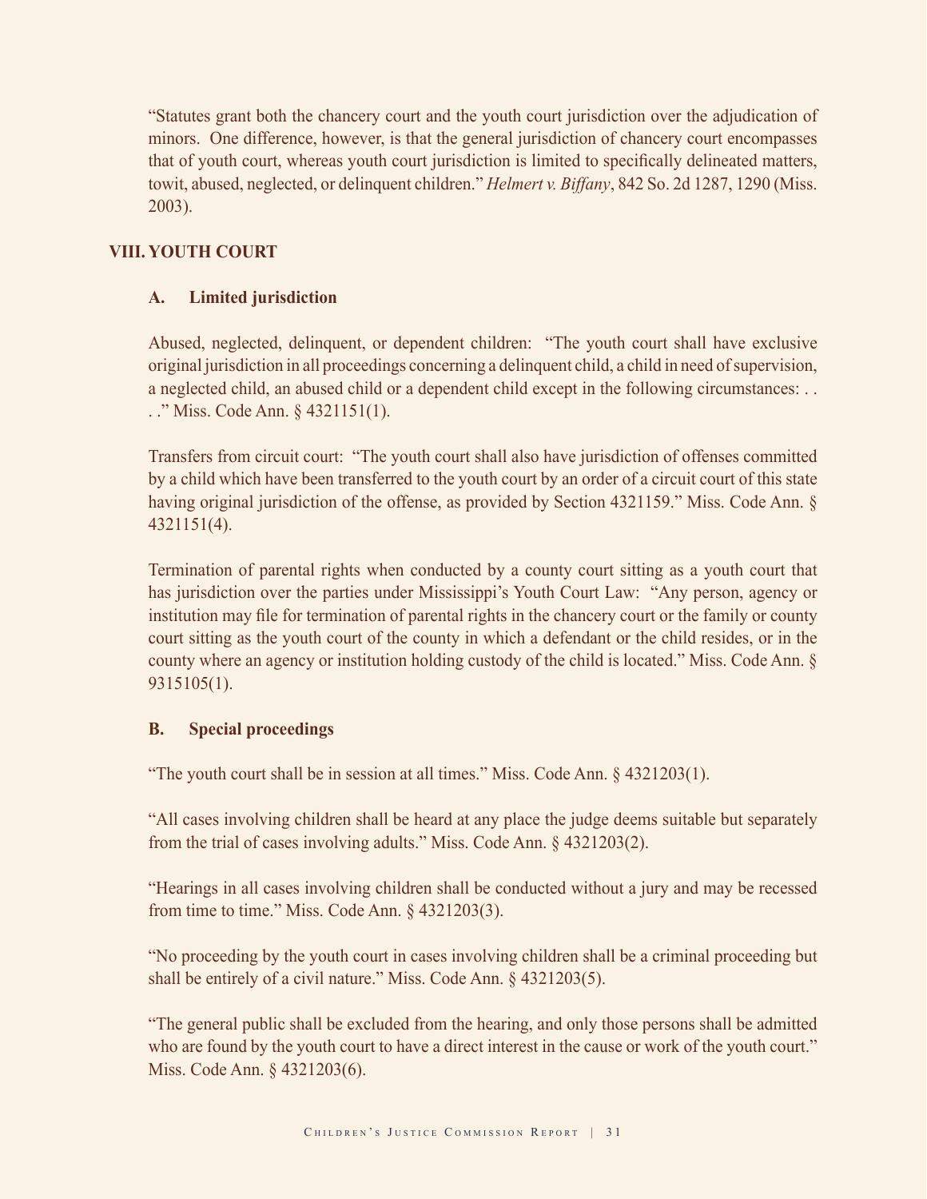"Statutes grant both the chancery court and the youth court jurisdiction over the adjudication of minors. One difference, however, is that the general jurisdiction of chancery court encompasses that of youth court, whereas youth court jurisdiction is limited to specifically delineated matters, towit, abused, neglected, or delinquent children." *Helmert v. Biffany*, 842 So. 2d 1287, 1290 (Miss. 2003).

## VIII. YOUTH COURT

### A. Limited jurisdiction

Abused, neglected, delinquent, or dependent children: "The youth court shall have exclusive original jurisdiction in all proceedings concerning a delinquent child, a child in need of supervision, a neglected child, an abused child or a dependent child except in the following circumstances: . . ." Miss. Code Ann. § 4321151(1).

Transfers from circuit court: "The youth court shall also have jurisdiction of offenses committed by a child which have been transferred to the youth court by an order of a circuit court of this state having original jurisdiction of the offense, as provided by Section 4321159." Miss. Code Ann. § 4321151(4).

Termination of parental rights when conducted by a county court sitting as a youth court that has jurisdiction over the parties under Mississippi's Youth Court Law: "Any person, agency or institution may file for termination of parental rights in the chancery court or the family or county court sitting as the youth court of the county in which a defendant or the child resides, or in the county where an agency or institution holding custody of the child is located." Miss. Code Ann. § 9315105(1).

### B. Special proceedings

"The youth court shall be in session at all times." Miss. Code Ann. § 4321203(1).

"All cases involving children shall be heard at any place the judge deems suitable but separately from the trial of cases involving adults." Miss. Code Ann. § 4321203(2).

"Hearings in all cases involving children shall be conducted without a jury and may be recessed from time to time." Miss. Code Ann. § 4321203(3).

"No proceeding by the youth court in cases involving children shall be a criminal proceeding but shall be entirely of a civil nature." Miss. Code Ann. § 4321203(5).

"The general public shall be excluded from the hearing, and only those persons shall be admitted who are found by the youth court to have a direct interest in the cause or work of the youth court." Miss. Code Ann. § 4321203(6).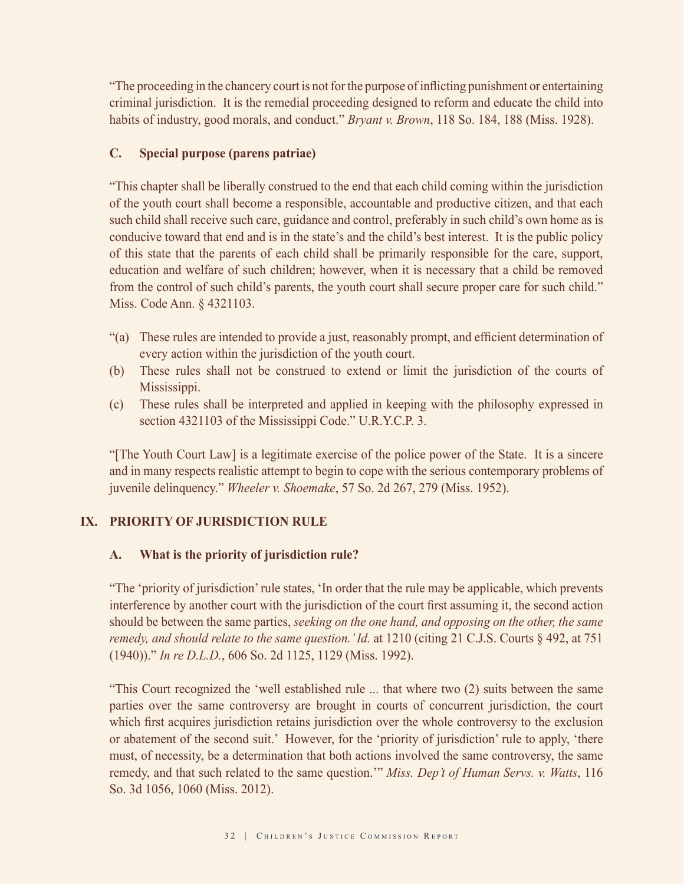"The proceeding in the chancery court is not for the purpose of inflicting punishment or entertaining criminal jurisdiction. It is the remedial proceeding designed to reform and educate the child into habits of industry, good morals, and conduct." *Bryant v. Brown*, 118 So. 184, 188 (Miss. 1928).

### C. Special purpose (parens patriae)

"This chapter shall be liberally construed to the end that each child coming within the jurisdiction of the youth court shall become a responsible, accountable and productive citizen, and that each such child shall receive such care, guidance and control, preferably in such child's own home as is conducive toward that end and is in the state's and the child's best interest. It is the public policy of this state that the parents of each child shall be primarily responsible for the care, support, education and welfare of such children; however, when it is necessary that a child be removed from the control of such child's parents, the youth court shall secure proper care for such child." Miss. Code Ann. § 4321103.

"(a) These rules are intended to provide a just, reasonably prompt, and efficient determination of every action within the jurisdiction of the youth court.
(b) These rules shall not be construed to extend or limit the jurisdiction of the courts of Mississippi.
(c) These rules shall be interpreted and applied in keeping with the philosophy expressed in section 4321103 of the Mississippi Code." U.R.Y.C.P. 3.

"[The Youth Court Law] is a legitimate exercise of the police power of the State. It is a sincere and in many respects realistic attempt to begin to cope with the serious contemporary problems of juvenile delinquency." *Wheeler v. Shoemake*, 57 So. 2d 267, 279 (Miss. 1952).

## IX. PRIORITY OF JURISDICTION RULE

### A. What is the priority of jurisdiction rule?

"The 'priority of jurisdiction' rule states, 'In order that the rule may be applicable, which prevents interference by another court with the jurisdiction of the court first assuming it, the second action should be between the same parties, *seeking on the one hand, and opposing on the other, the same remedy, and should relate to the same question.' Id.* at 1210 (citing 21 C.J.S. Courts § 492, at 751 (1940))." *In re D.L.D.*, 606 So. 2d 1125, 1129 (Miss. 1992).

"This Court recognized the 'well established rule ... that where two (2) suits between the same parties over the same controversy are brought in courts of concurrent jurisdiction, the court which first acquires jurisdiction retains jurisdiction over the whole controversy to the exclusion or abatement of the second suit.' However, for the 'priority of jurisdiction' rule to apply, 'there must, of necessity, be a determination that both actions involved the same controversy, the same remedy, and that such related to the same question.'" *Miss. Dep't of Human Servs. v. Watts*, 116 So. 3d 1056, 1060 (Miss. 2012).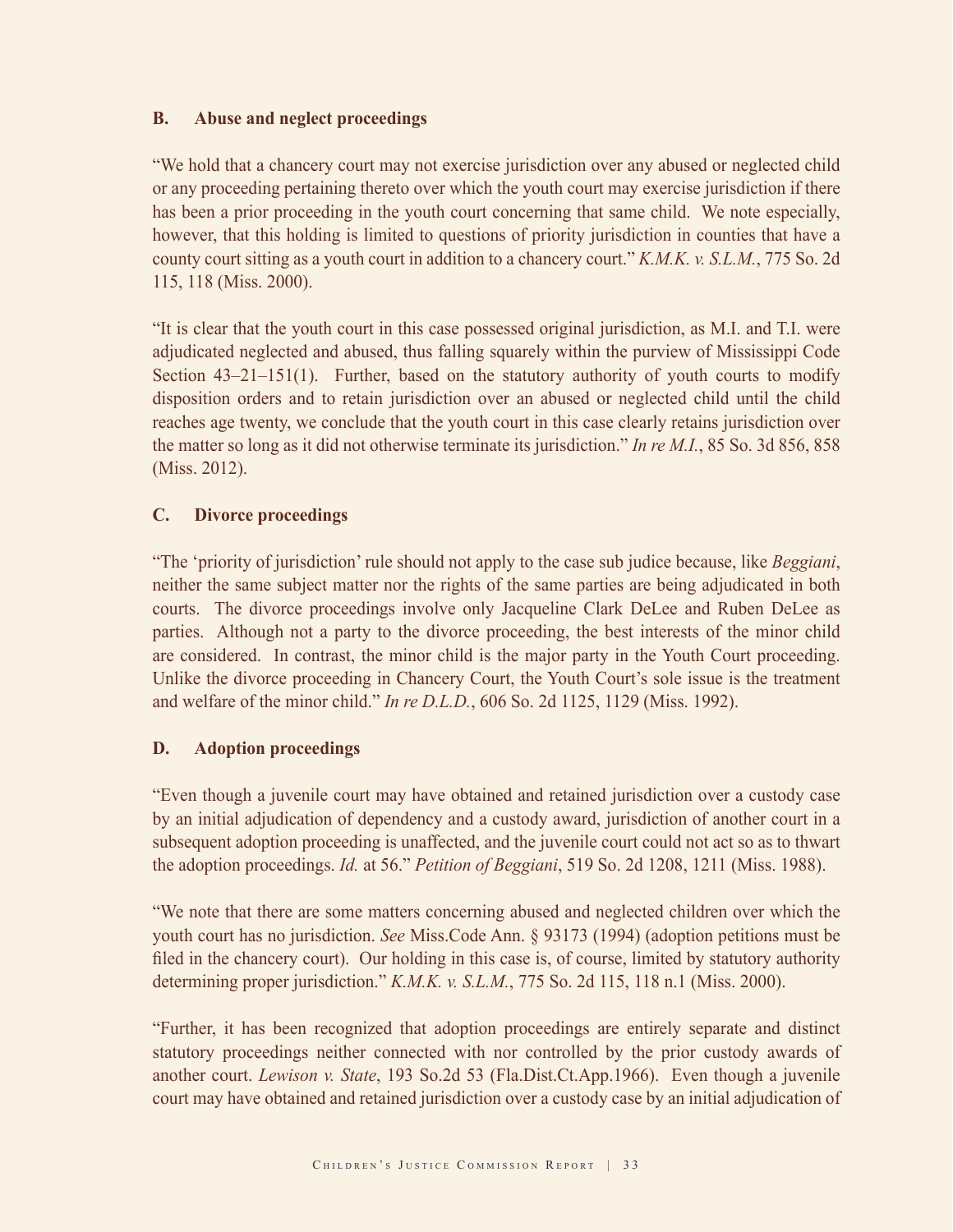### B. Abuse and neglect proceedings

"We hold that a chancery court may not exercise jurisdiction over any abused or neglected child or any proceeding pertaining thereto over which the youth court may exercise jurisdiction if there has been a prior proceeding in the youth court concerning that same child. We note especially, however, that this holding is limited to questions of priority jurisdiction in counties that have a county court sitting as a youth court in addition to a chancery court." *K.M.K. v. S.L.M.*, 775 So. 2d 115, 118 (Miss. 2000).

"It is clear that the youth court in this case possessed original jurisdiction, as M.I. and T.I. were adjudicated neglected and abused, thus falling squarely within the purview of Mississippi Code Section 43–21–151(1). Further, based on the statutory authority of youth courts to modify disposition orders and to retain jurisdiction over an abused or neglected child until the child reaches age twenty, we conclude that the youth court in this case clearly retains jurisdiction over the matter so long as it did not otherwise terminate its jurisdiction." *In re M.I.*, 85 So. 3d 856, 858 (Miss. 2012).

### C. Divorce proceedings

"The 'priority of jurisdiction' rule should not apply to the case sub judice because, like *Beggiani*, neither the same subject matter nor the rights of the same parties are being adjudicated in both courts. The divorce proceedings involve only Jacqueline Clark DeLee and Ruben DeLee as parties. Although not a party to the divorce proceeding, the best interests of the minor child are considered. In contrast, the minor child is the major party in the Youth Court proceeding. Unlike the divorce proceeding in Chancery Court, the Youth Court's sole issue is the treatment and welfare of the minor child." *In re D.L.D.*, 606 So. 2d 1125, 1129 (Miss. 1992).

### D. Adoption proceedings

"Even though a juvenile court may have obtained and retained jurisdiction over a custody case by an initial adjudication of dependency and a custody award, jurisdiction of another court in a subsequent adoption proceeding is unaffected, and the juvenile court could not act so as to thwart the adoption proceedings. *Id.* at 56." *Petition of Beggiani*, 519 So. 2d 1208, 1211 (Miss. 1988).

"We note that there are some matters concerning abused and neglected children over which the youth court has no jurisdiction. *See* Miss.Code Ann. § 93173 (1994) (adoption petitions must be filed in the chancery court). Our holding in this case is, of course, limited by statutory authority determining proper jurisdiction." *K.M.K. v. S.L.M.*, 775 So. 2d 115, 118 n.1 (Miss. 2000).

"Further, it has been recognized that adoption proceedings are entirely separate and distinct statutory proceedings neither connected with nor controlled by the prior custody awards of another court. *Lewison v. State*, 193 So.2d 53 (Fla.Dist.Ct.App.1966). Even though a juvenile court may have obtained and retained jurisdiction over a custody case by an initial adjudication of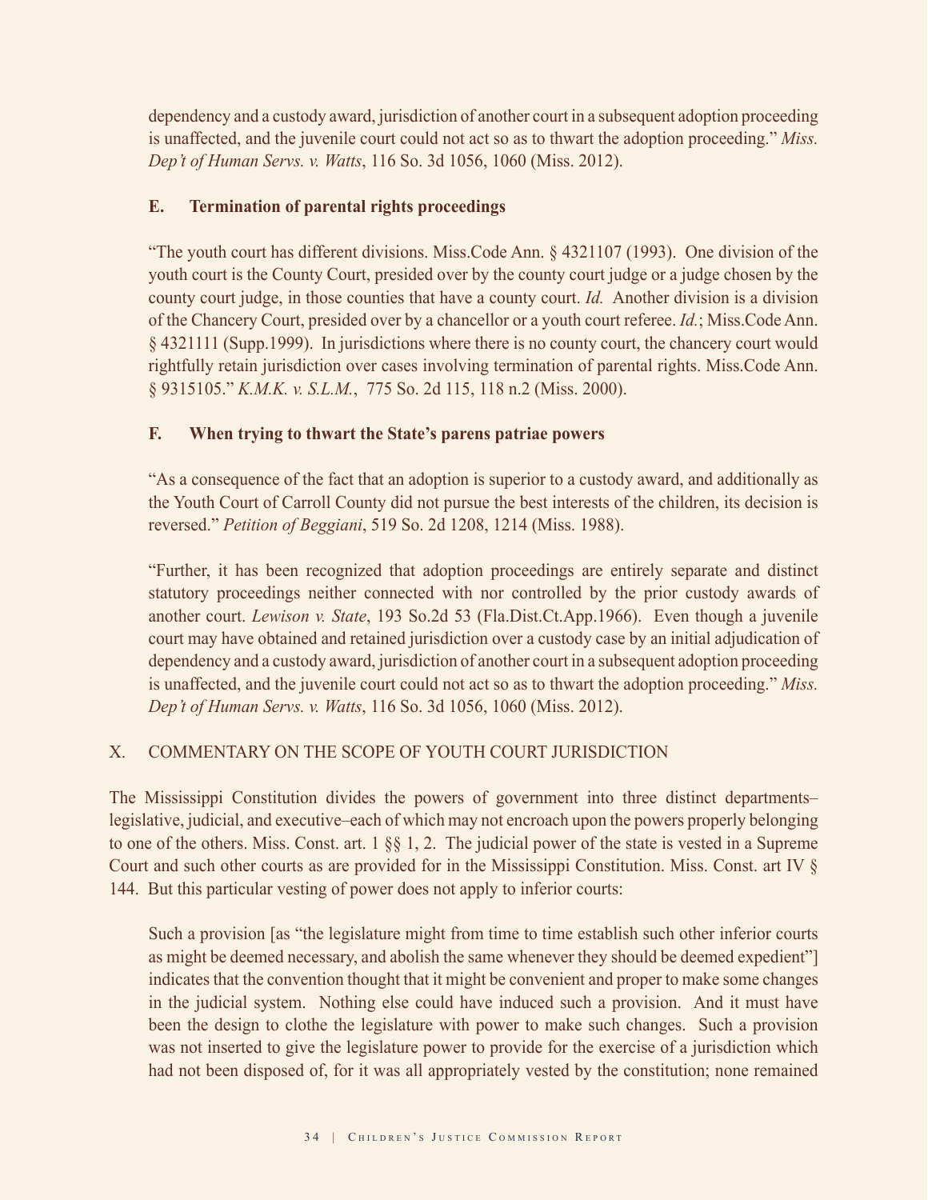dependency and a custody award, jurisdiction of another court in a subsequent adoption proceeding is unaffected, and the juvenile court could not act so as to thwart the adoption proceeding." *Miss. Dep't of Human Servs. v. Watts*, 116 So. 3d 1056, 1060 (Miss. 2012).

### E. Termination of parental rights proceedings

"The youth court has different divisions. Miss.Code Ann. § 4321107 (1993). One division of the youth court is the County Court, presided over by the county court judge or a judge chosen by the county court judge, in those counties that have a county court. *Id.* Another division is a division of the Chancery Court, presided over by a chancellor or a youth court referee. *Id.*; Miss.Code Ann. § 4321111 (Supp.1999). In jurisdictions where there is no county court, the chancery court would rightfully retain jurisdiction over cases involving termination of parental rights. Miss.Code Ann. § 9315105." *K.M.K. v. S.L.M.*, 775 So. 2d 115, 118 n.2 (Miss. 2000).

### F. When trying to thwart the State's parens patriae powers

"As a consequence of the fact that an adoption is superior to a custody award, and additionally as the Youth Court of Carroll County did not pursue the best interests of the children, its decision is reversed." *Petition of Beggiani*, 519 So. 2d 1208, 1214 (Miss. 1988).

"Further, it has been recognized that adoption proceedings are entirely separate and distinct statutory proceedings neither connected with nor controlled by the prior custody awards of another court. *Lewison v. State*, 193 So.2d 53 (Fla.Dist.Ct.App.1966). Even though a juvenile court may have obtained and retained jurisdiction over a custody case by an initial adjudication of dependency and a custody award, jurisdiction of another court in a subsequent adoption proceeding is unaffected, and the juvenile court could not act so as to thwart the adoption proceeding." *Miss. Dep't of Human Servs. v. Watts*, 116 So. 3d 1056, 1060 (Miss. 2012).

## X. COMMENTARY ON THE SCOPE OF YOUTH COURT JURISDICTION

The Mississippi Constitution divides the powers of government into three distinct departments–legislative, judicial, and executive–each of which may not encroach upon the powers properly belonging to one of the others. Miss. Const. art. 1 §§ 1, 2. The judicial power of the state is vested in a Supreme Court and such other courts as are provided for in the Mississippi Constitution. Miss. Const. art IV § 144. But this particular vesting of power does not apply to inferior courts:

> Such a provision [as "the legislature might from time to time establish such other inferior courts as might be deemed necessary, and abolish the same whenever they should be deemed expedient"] indicates that the convention thought that it might be convenient and proper to make some changes in the judicial system. Nothing else could have induced such a provision. And it must have been the design to clothe the legislature with power to make such changes. Such a provision was not inserted to give the legislature power to provide for the exercise of a jurisdiction which had not been disposed of, for it was all appropriately vested by the constitution; none remained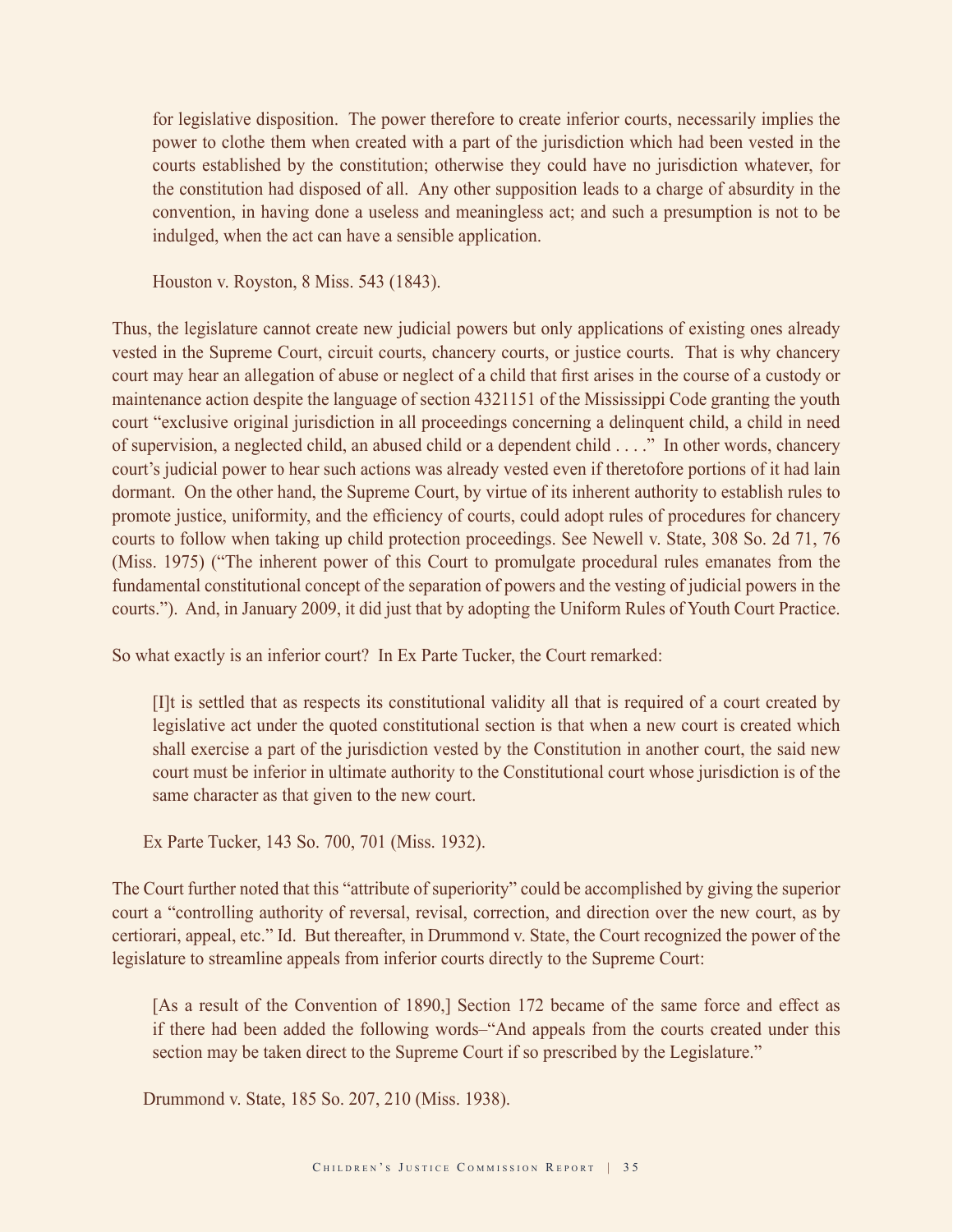> for legislative disposition. The power therefore to create inferior courts, necessarily implies the power to clothe them when created with a part of the jurisdiction which had been vested in the courts established by the constitution; otherwise they could have no jurisdiction whatever, for the constitution had disposed of all. Any other supposition leads to a charge of absurdity in the convention, in having done a useless and meaningless act; and such a presumption is not to be indulged, when the act can have a sensible application.
>
> Houston v. Royston, 8 Miss. 543 (1843).

Thus, the legislature cannot create new judicial powers but only applications of existing ones already vested in the Supreme Court, circuit courts, chancery courts, or justice courts. That is why chancery court may hear an allegation of abuse or neglect of a child that first arises in the course of a custody or maintenance action despite the language of section 4321151 of the Mississippi Code granting the youth court "exclusive original jurisdiction in all proceedings concerning a delinquent child, a child in need of supervision, a neglected child, an abused child or a dependent child . . . ." In other words, chancery court's judicial power to hear such actions was already vested even if theretofore portions of it had lain dormant. On the other hand, the Supreme Court, by virtue of its inherent authority to establish rules to promote justice, uniformity, and the efficiency of courts, could adopt rules of procedures for chancery courts to follow when taking up child protection proceedings. See Newell v. State, 308 So. 2d 71, 76 (Miss. 1975) ("The inherent power of this Court to promulgate procedural rules emanates from the fundamental constitutional concept of the separation of powers and the vesting of judicial powers in the courts."). And, in January 2009, it did just that by adopting the Uniform Rules of Youth Court Practice.

So what exactly is an inferior court? In Ex Parte Tucker, the Court remarked:

> [I]t is settled that as respects its constitutional validity all that is required of a court created by legislative act under the quoted constitutional section is that when a new court is created which shall exercise a part of the jurisdiction vested by the Constitution in another court, the said new court must be inferior in ultimate authority to the Constitutional court whose jurisdiction is of the same character as that given to the new court.
>
> Ex Parte Tucker, 143 So. 700, 701 (Miss. 1932).

The Court further noted that this "attribute of superiority" could be accomplished by giving the superior court a "controlling authority of reversal, revisal, correction, and direction over the new court, as by certiorari, appeal, etc." Id. But thereafter, in Drummond v. State, the Court recognized the power of the legislature to streamline appeals from inferior courts directly to the Supreme Court:

> [As a result of the Convention of 1890,] Section 172 became of the same force and effect as if there had been added the following words–"And appeals from the courts created under this section may be taken direct to the Supreme Court if so prescribed by the Legislature."
>
> Drummond v. State, 185 So. 207, 210 (Miss. 1938).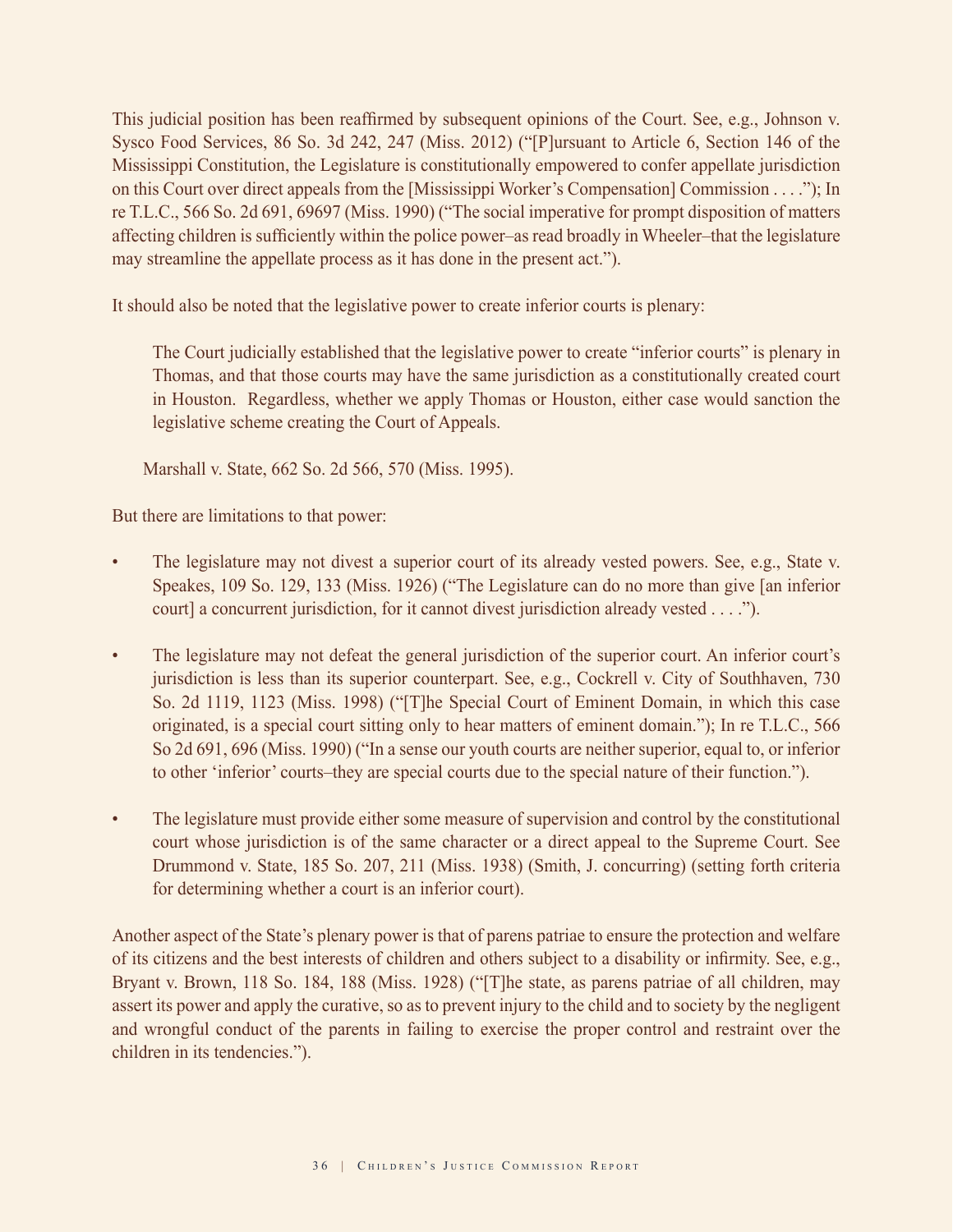This judicial position has been reaffirmed by subsequent opinions of the Court. See, e.g., Johnson v. Sysco Food Services, 86 So. 3d 242, 247 (Miss. 2012) ("[P]ursuant to Article 6, Section 146 of the Mississippi Constitution, the Legislature is constitutionally empowered to confer appellate jurisdiction on this Court over direct appeals from the [Mississippi Worker's Compensation] Commission . . . ."); In re T.L.C., 566 So. 2d 691, 69697 (Miss. 1990) ("The social imperative for prompt disposition of matters affecting children is sufficiently within the police power–as read broadly in Wheeler–that the legislature may streamline the appellate process as it has done in the present act.").

It should also be noted that the legislative power to create inferior courts is plenary:

> The Court judicially established that the legislative power to create "inferior courts" is plenary in Thomas, and that those courts may have the same jurisdiction as a constitutionally created court in Houston. Regardless, whether we apply Thomas or Houston, either case would sanction the legislative scheme creating the Court of Appeals.

Marshall v. State, 662 So. 2d 566, 570 (Miss. 1995).

But there are limitations to that power:

- The legislature may not divest a superior court of its already vested powers. See, e.g., State v. Speakes, 109 So. 129, 133 (Miss. 1926) ("The Legislature can do no more than give [an inferior court] a concurrent jurisdiction, for it cannot divest jurisdiction already vested . . . .").
- The legislature may not defeat the general jurisdiction of the superior court. An inferior court's jurisdiction is less than its superior counterpart. See, e.g., Cockrell v. City of Southhaven, 730 So. 2d 1119, 1123 (Miss. 1998) ("[T]he Special Court of Eminent Domain, in which this case originated, is a special court sitting only to hear matters of eminent domain."); In re T.L.C., 566 So 2d 691, 696 (Miss. 1990) ("In a sense our youth courts are neither superior, equal to, or inferior to other 'inferior' courts–they are special courts due to the special nature of their function.").
- The legislature must provide either some measure of supervision and control by the constitutional court whose jurisdiction is of the same character or a direct appeal to the Supreme Court. See Drummond v. State, 185 So. 207, 211 (Miss. 1938) (Smith, J. concurring) (setting forth criteria for determining whether a court is an inferior court).

Another aspect of the State's plenary power is that of parens patriae to ensure the protection and welfare of its citizens and the best interests of children and others subject to a disability or infirmity. See, e.g., Bryant v. Brown, 118 So. 184, 188 (Miss. 1928) ("[T]he state, as parens patriae of all children, may assert its power and apply the curative, so as to prevent injury to the child and to society by the negligent and wrongful conduct of the parents in failing to exercise the proper control and restraint over the children in its tendencies.").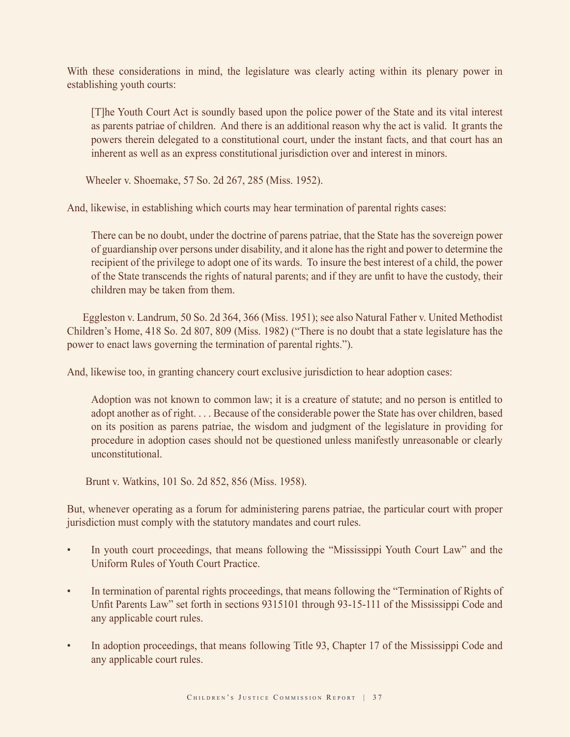With these considerations in mind, the legislature was clearly acting within its plenary power in establishing youth courts:

> [T]he Youth Court Act is soundly based upon the police power of the State and its vital interest as parents patriae of children. And there is an additional reason why the act is valid. It grants the powers therein delegated to a constitutional court, under the instant facts, and that court has an inherent as well as an express constitutional jurisdiction over and interest in minors.

Wheeler v. Shoemake, 57 So. 2d 267, 285 (Miss. 1952).

And, likewise, in establishing which courts may hear termination of parental rights cases:

> There can be no doubt, under the doctrine of parens patriae, that the State has the sovereign power of guardianship over persons under disability, and it alone has the right and power to determine the recipient of the privilege to adopt one of its wards. To insure the best interest of a child, the power of the State transcends the rights of natural parents; and if they are unfit to have the custody, their children may be taken from them.

Eggleston v. Landrum, 50 So. 2d 364, 366 (Miss. 1951); see also Natural Father v. United Methodist Children's Home, 418 So. 2d 807, 809 (Miss. 1982) ("There is no doubt that a state legislature has the power to enact laws governing the termination of parental rights.").

And, likewise too, in granting chancery court exclusive jurisdiction to hear adoption cases:

> Adoption was not known to common law; it is a creature of statute; and no person is entitled to adopt another as of right. . . . Because of the considerable power the State has over children, based on its position as parens patriae, the wisdom and judgment of the legislature in providing for procedure in adoption cases should not be questioned unless manifestly unreasonable or clearly unconstitutional.

Brunt v. Watkins, 101 So. 2d 852, 856 (Miss. 1958).

But, whenever operating as a forum for administering parens patriae, the particular court with proper jurisdiction must comply with the statutory mandates and court rules.

- In youth court proceedings, that means following the "Mississippi Youth Court Law" and the Uniform Rules of Youth Court Practice.
- In termination of parental rights proceedings, that means following the "Termination of Rights of Unfit Parents Law" set forth in sections 9315101 through 93-15-111 of the Mississippi Code and any applicable court rules.
- In adoption proceedings, that means following Title 93, Chapter 17 of the Mississippi Code and any applicable court rules.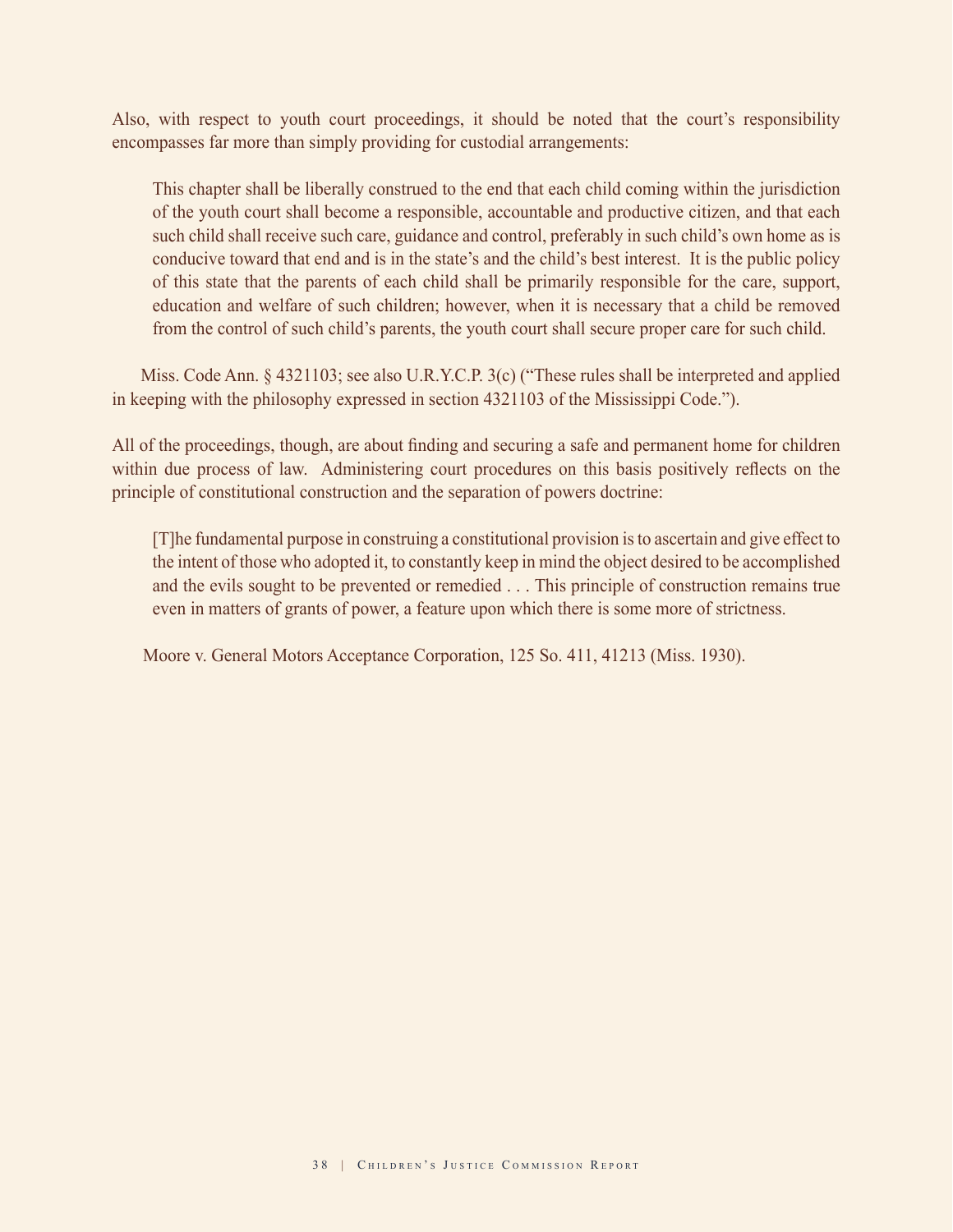Also, with respect to youth court proceedings, it should be noted that the court's responsibility encompasses far more than simply providing for custodial arrangements:

> This chapter shall be liberally construed to the end that each child coming within the jurisdiction of the youth court shall become a responsible, accountable and productive citizen, and that each such child shall receive such care, guidance and control, preferably in such child's own home as is conducive toward that end and is in the state's and the child's best interest. It is the public policy of this state that the parents of each child shall be primarily responsible for the care, support, education and welfare of such children; however, when it is necessary that a child be removed from the control of such child's parents, the youth court shall secure proper care for such child.

Miss. Code Ann. § 4321103; see also U.R.Y.C.P. 3(c) ("These rules shall be interpreted and applied in keeping with the philosophy expressed in section 4321103 of the Mississippi Code.").

All of the proceedings, though, are about finding and securing a safe and permanent home for children within due process of law. Administering court procedures on this basis positively reflects on the principle of constitutional construction and the separation of powers doctrine:

> [T]he fundamental purpose in construing a constitutional provision is to ascertain and give effect to the intent of those who adopted it, to constantly keep in mind the object desired to be accomplished and the evils sought to be prevented or remedied . . . This principle of construction remains true even in matters of grants of power, a feature upon which there is some more of strictness.

Moore v. General Motors Acceptance Corporation, 125 So. 411, 41213 (Miss. 1930).